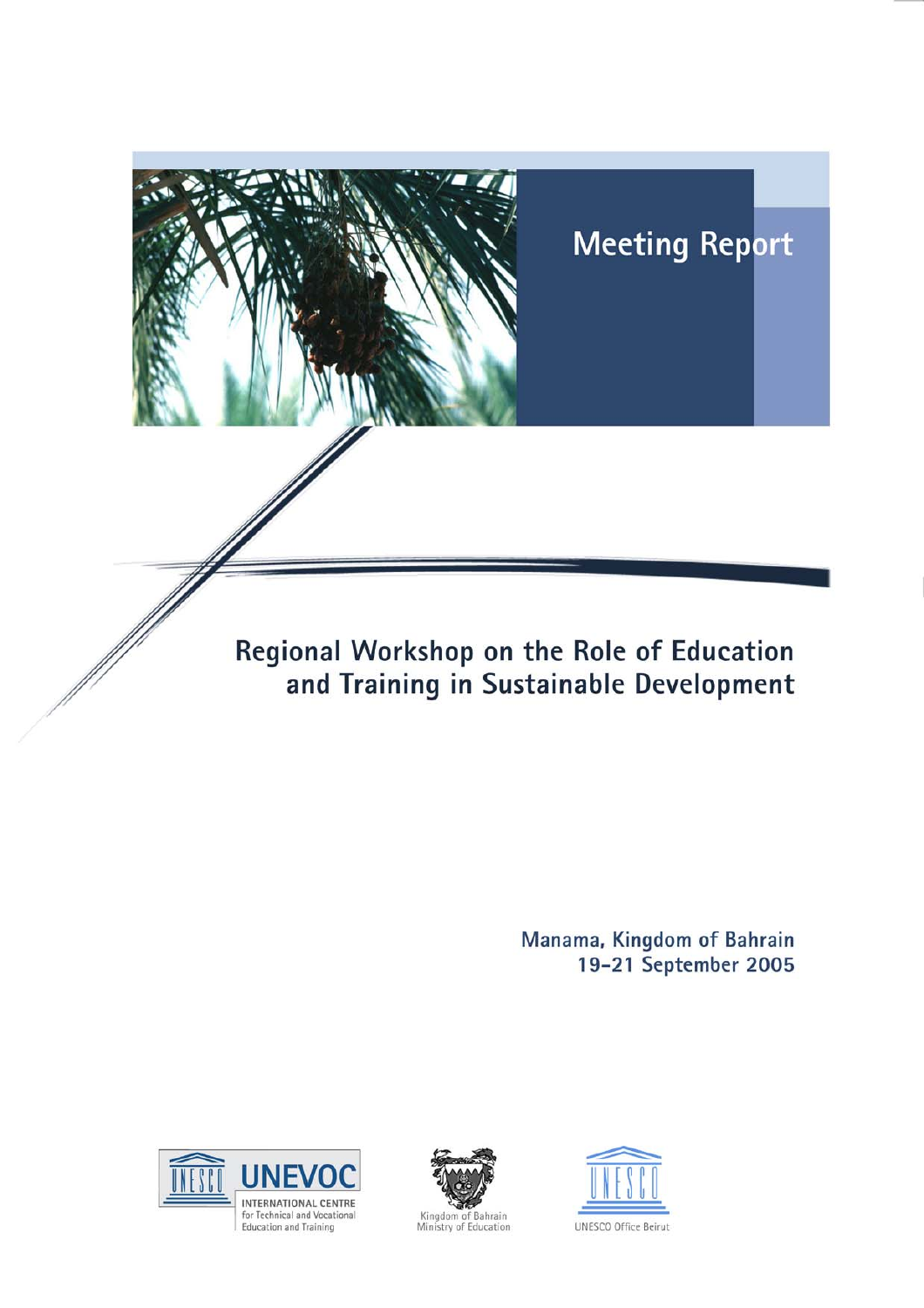Meeting Report

# Regional Workshop on the Role of Education and Training in Sustainable Development

Manama, Kingdom of Bahrain
19-21 September 2005

UNEVOC
INTERNATIONAL CENTRE for Technical and Vocational Education and Training

Kingdom of Bahrain
Ministry of Education

UNESCO Office Beirut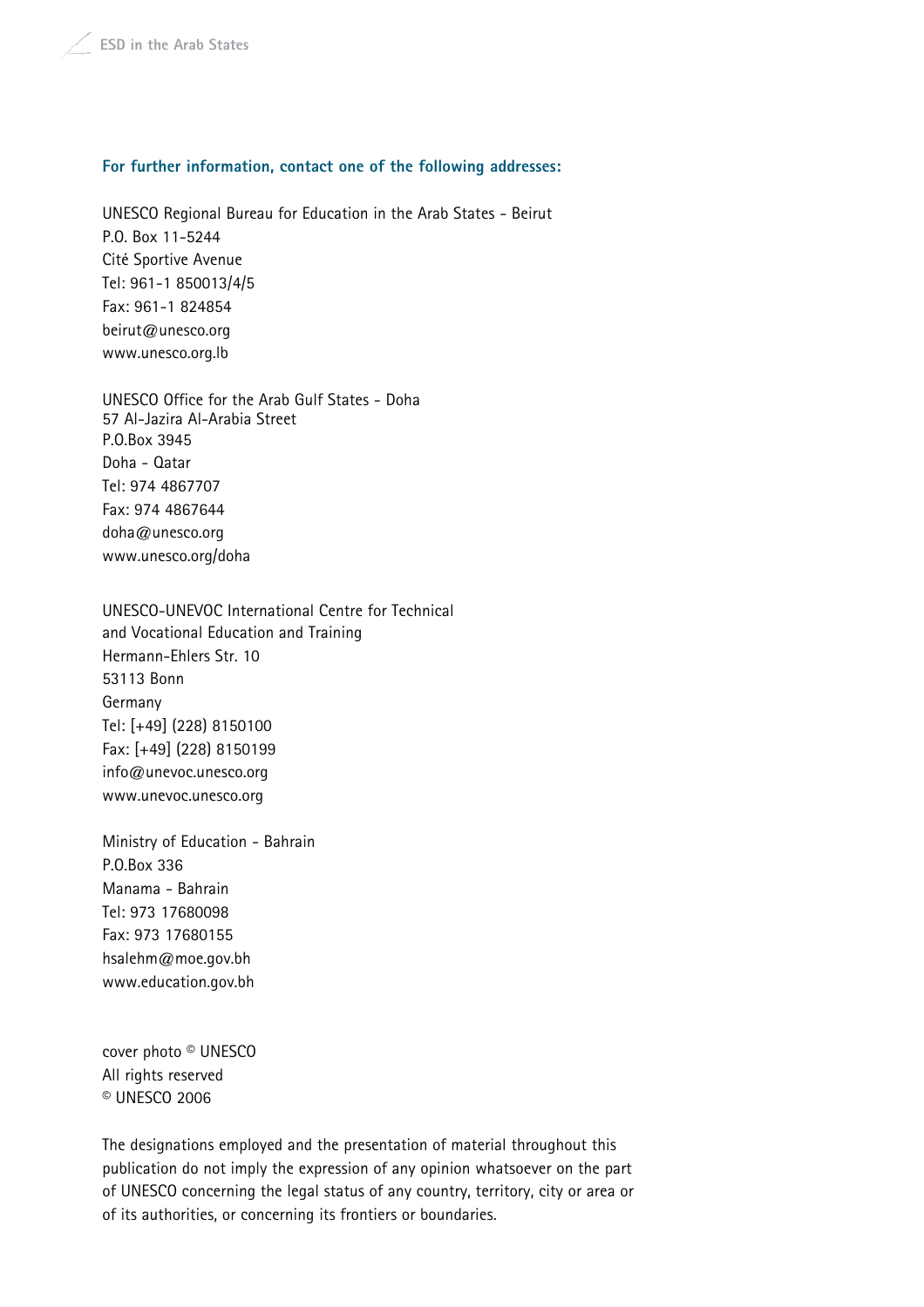**For further information, contact one of the following addresses:**

UNESCO Regional Bureau for Education in the Arab States - Beirut
P.O. Box 11-5244
Cité Sportive Avenue
Tel: 961-1 850013/4/5
Fax: 961-1 824854
beirut@unesco.org
www.unesco.org.lb

UNESCO Office for the Arab Gulf States - Doha
57 Al-Jazira Al-Arabia Street
P.O.Box 3945
Doha - Qatar
Tel: 974 4867707
Fax: 974 4867644
doha@unesco.org
www.unesco.org/doha

UNESCO-UNEVOC International Centre for Technical and Vocational Education and Training
Hermann-Ehlers Str. 10
53113 Bonn
Germany
Tel: [+49] (228) 8150100
Fax: [+49] (228) 8150199
info@unevoc.unesco.org
www.unevoc.unesco.org

Ministry of Education - Bahrain
P.O.Box 336
Manama - Bahrain
Tel: 973 17680098
Fax: 973 17680155
hsalehm@moe.gov.bh
www.education.gov.bh

cover photo © UNESCO
All rights reserved
© UNESCO 2006

The designations employed and the presentation of material throughout this publication do not imply the expression of any opinion whatsoever on the part of UNESCO concerning the legal status of any country, territory, city or area or of its authorities, or concerning its frontiers or boundaries.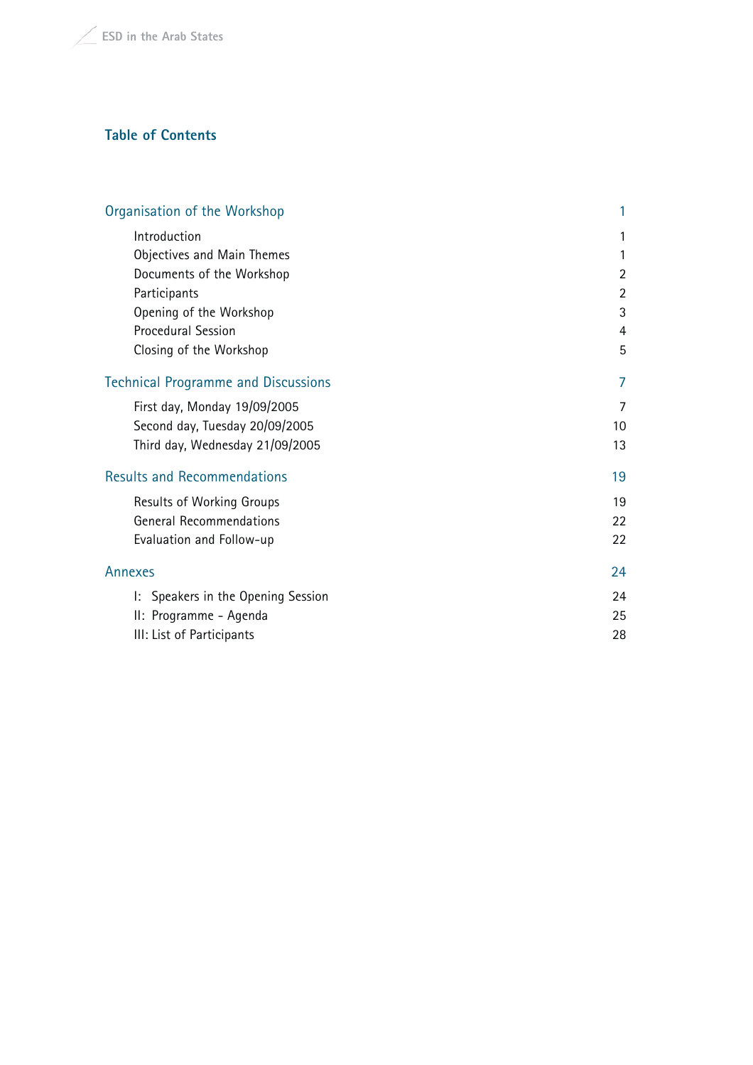## Table of Contents

| | |
|---|---|
| **Organisation of the Workshop** | **1** |
| Introduction | 1 |
| Objectives and Main Themes | 1 |
| Documents of the Workshop | 2 |
| Participants | 2 |
| Opening of the Workshop | 3 |
| Procedural Session | 4 |
| Closing of the Workshop | 5 |
| **Technical Programme and Discussions** | **7** |
| First day, Monday 19/09/2005 | 7 |
| Second day, Tuesday 20/09/2005 | 10 |
| Third day, Wednesday 21/09/2005 | 13 |
| **Results and Recommendations** | **19** |
| Results of Working Groups | 19 |
| General Recommendations | 22 |
| Evaluation and Follow-up | 22 |
| **Annexes** | **24** |
| I: Speakers in the Opening Session | 24 |
| II: Programme - Agenda | 25 |
| III: List of Participants | 28 |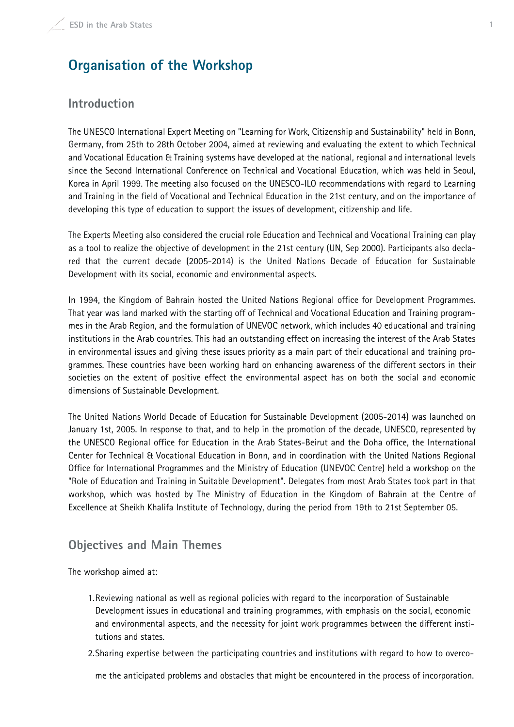# Organisation of the Workshop

## Introduction

The UNESCO International Expert Meeting on "Learning for Work, Citizenship and Sustainability" held in Bonn, Germany, from 25th to 28th October 2004, aimed at reviewing and evaluating the extent to which Technical and Vocational Education & Training systems have developed at the national, regional and international levels since the Second International Conference on Technical and Vocational Education, which was held in Seoul, Korea in April 1999. The meeting also focused on the UNESCO-ILO recommendations with regard to Learning and Training in the field of Vocational and Technical Education in the 21st century, and on the importance of developing this type of education to support the issues of development, citizenship and life.

The Experts Meeting also considered the crucial role Education and Technical and Vocational Training can play as a tool to realize the objective of development in the 21st century (UN, Sep 2000). Participants also declared that the current decade (2005-2014) is the United Nations Decade of Education for Sustainable Development with its social, economic and environmental aspects.

In 1994, the Kingdom of Bahrain hosted the United Nations Regional office for Development Programmes. That year was land marked with the starting off of Technical and Vocational Education and Training programmes in the Arab Region, and the formulation of UNEVOC network, which includes 40 educational and training institutions in the Arab countries. This had an outstanding effect on increasing the interest of the Arab States in environmental issues and giving these issues priority as a main part of their educational and training programmes. These countries have been working hard on enhancing awareness of the different sectors in their societies on the extent of positive effect the environmental aspect has on both the social and economic dimensions of Sustainable Development.

The United Nations World Decade of Education for Sustainable Development (2005-2014) was launched on January 1st, 2005. In response to that, and to help in the promotion of the decade, UNESCO, represented by the UNESCO Regional office for Education in the Arab States-Beirut and the Doha office, the International Center for Technical & Vocational Education in Bonn, and in coordination with the United Nations Regional Office for International Programmes and the Ministry of Education (UNEVOC Centre) held a workshop on the "Role of Education and Training in Suitable Development". Delegates from most Arab States took part in that workshop, which was hosted by The Ministry of Education in the Kingdom of Bahrain at the Centre of Excellence at Sheikh Khalifa Institute of Technology, during the period from 19th to 21st September 05.

## Objectives and Main Themes

The workshop aimed at:

1. Reviewing national as well as regional policies with regard to the incorporation of Sustainable Development issues in educational and training programmes, with emphasis on the social, economic and environmental aspects, and the necessity for joint work programmes between the different institutions and states.
2. Sharing expertise between the participating countries and institutions with regard to how to overcome the anticipated problems and obstacles that might be encountered in the process of incorporation.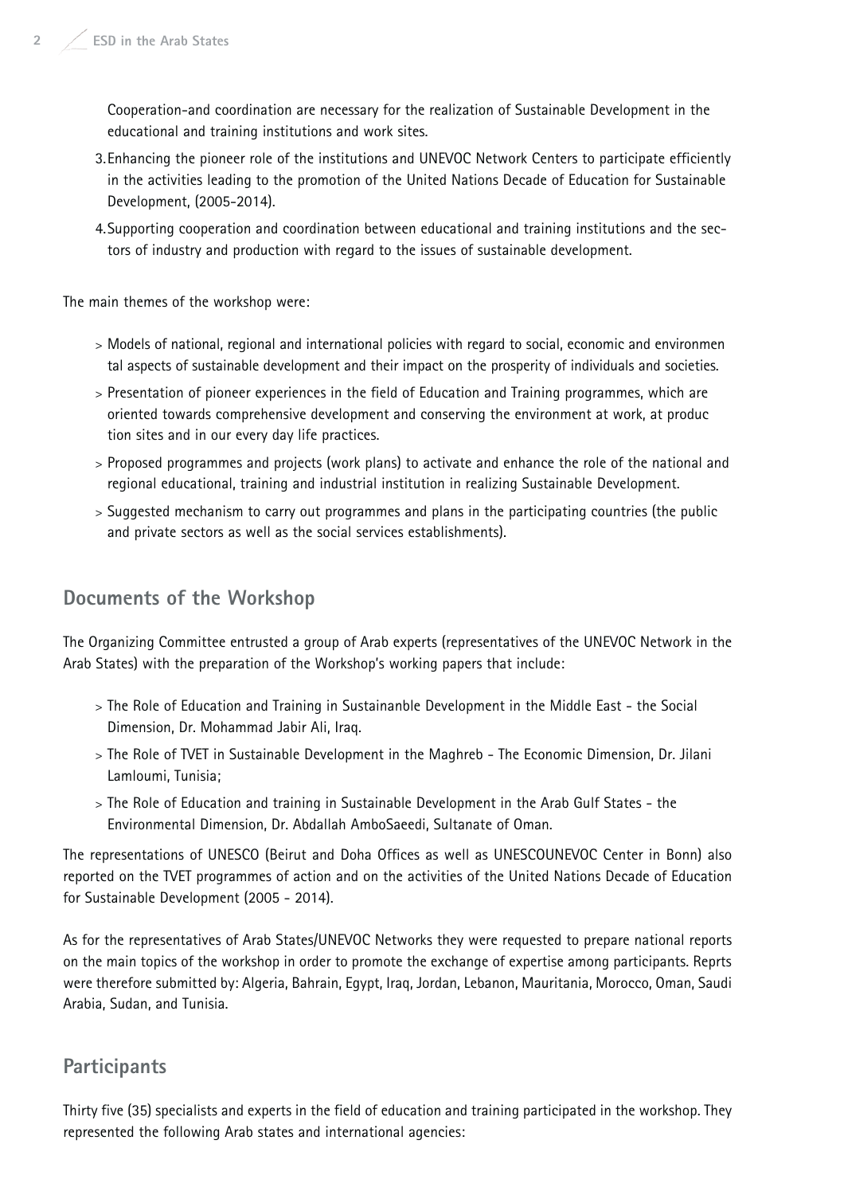Cooperation-and coordination are necessary for the realization of Sustainable Development in the educational and training institutions and work sites.

3. Enhancing the pioneer role of the institutions and UNEVOC Network Centers to participate efficiently in the activities leading to the promotion of the United Nations Decade of Education for Sustainable Development, (2005-2014).
4. Supporting cooperation and coordination between educational and training institutions and the sectors of industry and production with regard to the issues of sustainable development.

The main themes of the workshop were:

> Models of national, regional and international policies with regard to social, economic and environmental aspects of sustainable development and their impact on the prosperity of individuals and societies.

> Presentation of pioneer experiences in the field of Education and Training programmes, which are oriented towards comprehensive development and conserving the environment at work, at production sites and in our every day life practices.

> Proposed programmes and projects (work plans) to activate and enhance the role of the national and regional educational, training and industrial institution in realizing Sustainable Development.

> Suggested mechanism to carry out programmes and plans in the participating countries (the public and private sectors as well as the social services establishments).

## Documents of the Workshop

The Organizing Committee entrusted a group of Arab experts (representatives of the UNEVOC Network in the Arab States) with the preparation of the Workshop's working papers that include:

> The Role of Education and Training in Sustainanble Development in the Middle East - the Social Dimension, Dr. Mohammad Jabir Ali, Iraq.

> The Role of TVET in Sustainable Development in the Maghreb - The Economic Dimension, Dr. Jilani Lamloumi, Tunisia;

> The Role of Education and training in Sustainable Development in the Arab Gulf States - the Environmental Dimension, Dr. Abdallah AmboSaeedi, Sultanate of Oman.

The representations of UNESCO (Beirut and Doha Offices as well as UNESCOUNEVOC Center in Bonn) also reported on the TVET programmes of action and on the activities of the United Nations Decade of Education for Sustainable Development (2005 - 2014).

As for the representatives of Arab States/UNEVOC Networks they were requested to prepare national reports on the main topics of the workshop in order to promote the exchange of expertise among participants. Reprts were therefore submitted by: Algeria, Bahrain, Egypt, Iraq, Jordan, Lebanon, Mauritania, Morocco, Oman, Saudi Arabia, Sudan, and Tunisia.

## Participants

Thirty five (35) specialists and experts in the field of education and training participated in the workshop. They represented the following Arab states and international agencies: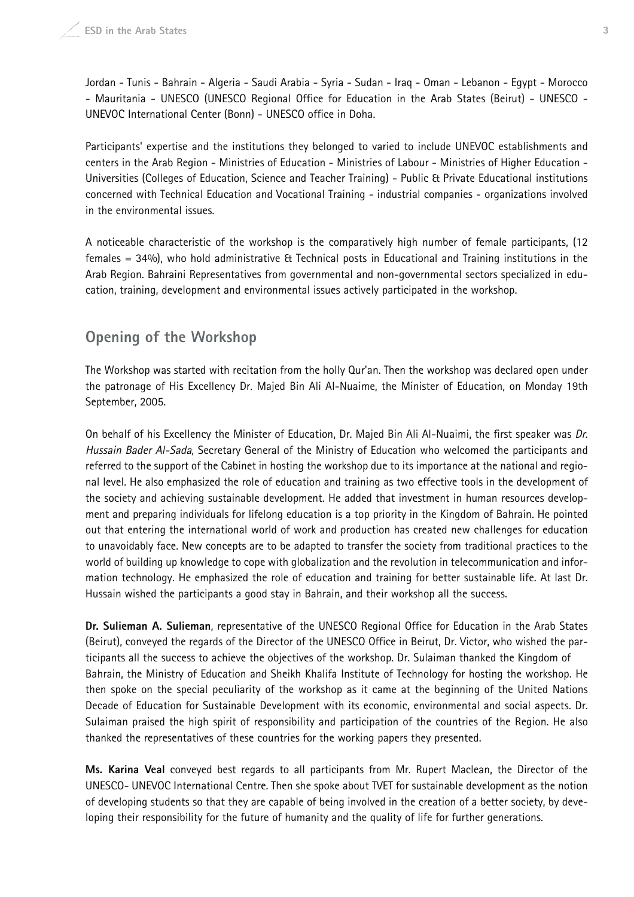Jordan - Tunis - Bahrain - Algeria - Saudi Arabia - Syria - Sudan - Iraq - Oman - Lebanon - Egypt - Morocco - Mauritania - UNESCO (UNESCO Regional Office for Education in the Arab States (Beirut) - UNESCO - UNEVOC International Center (Bonn) - UNESCO office in Doha.

Participants' expertise and the institutions they belonged to varied to include UNEVOC establishments and centers in the Arab Region - Ministries of Education - Ministries of Labour - Ministries of Higher Education - Universities (Colleges of Education, Science and Teacher Training) - Public & Private Educational institutions concerned with Technical Education and Vocational Training - industrial companies - organizations involved in the environmental issues.

A noticeable characteristic of the workshop is the comparatively high number of female participants, (12 females = 34%), who hold administrative & Technical posts in Educational and Training institutions in the Arab Region. Bahraini Representatives from governmental and non-governmental sectors specialized in education, training, development and environmental issues actively participated in the workshop.

## Opening of the Workshop

The Workshop was started with recitation from the holly Qur'an. Then the workshop was declared open under the patronage of His Excellency Dr. Majed Bin Ali Al-Nuaime, the Minister of Education, on Monday 19th September, 2005.

On behalf of his Excellency the Minister of Education, Dr. Majed Bin Ali Al-Nuaimi, the first speaker was *Dr. Hussain Bader Al-Sada*, Secretary General of the Ministry of Education who welcomed the participants and referred to the support of the Cabinet in hosting the workshop due to its importance at the national and regional level. He also emphasized the role of education and training as two effective tools in the development of the society and achieving sustainable development. He added that investment in human resources development and preparing individuals for lifelong education is a top priority in the Kingdom of Bahrain. He pointed out that entering the international world of work and production has created new challenges for education to unavoidably face. New concepts are to be adapted to transfer the society from traditional practices to the world of building up knowledge to cope with globalization and the revolution in telecommunication and information technology. He emphasized the role of education and training for better sustainable life. At last Dr. Hussain wished the participants a good stay in Bahrain, and their workshop all the success.

**Dr. Sulieman A. Sulieman**, representative of the UNESCO Regional Office for Education in the Arab States (Beirut), conveyed the regards of the Director of the UNESCO Office in Beirut, Dr. Victor, who wished the participants all the success to achieve the objectives of the workshop. Dr. Sulaiman thanked the Kingdom of Bahrain, the Ministry of Education and Sheikh Khalifa Institute of Technology for hosting the workshop. He then spoke on the special peculiarity of the workshop as it came at the beginning of the United Nations Decade of Education for Sustainable Development with its economic, environmental and social aspects. Dr. Sulaiman praised the high spirit of responsibility and participation of the countries of the Region. He also thanked the representatives of these countries for the working papers they presented.

**Ms. Karina Veal** conveyed best regards to all participants from Mr. Rupert Maclean, the Director of the UNESCO- UNEVOC International Centre. Then she spoke about TVET for sustainable development as the notion of developing students so that they are capable of being involved in the creation of a better society, by developing their responsibility for the future of humanity and the quality of life for further generations.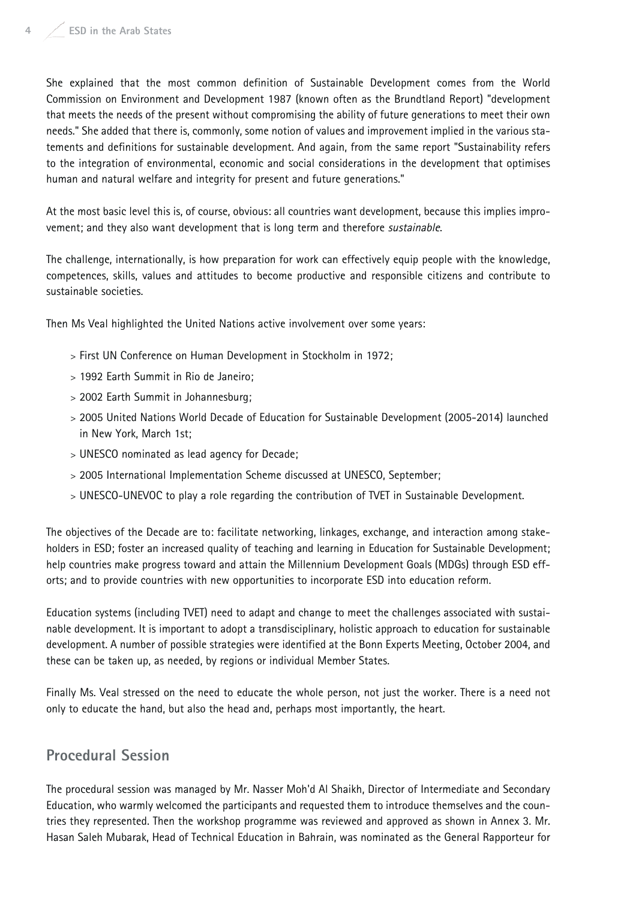She explained that the most common definition of Sustainable Development comes from the World Commission on Environment and Development 1987 (known often as the Brundtland Report) "development that meets the needs of the present without compromising the ability of future generations to meet their own needs." She added that there is, commonly, some notion of values and improvement implied in the various statements and definitions for sustainable development. And again, from the same report "Sustainability refers to the integration of environmental, economic and social considerations in the development that optimises human and natural welfare and integrity for present and future generations."

At the most basic level this is, of course, obvious: all countries want development, because this implies improvement; and they also want development that is long term and therefore *sustainable*.

The challenge, internationally, is how preparation for work can effectively equip people with the knowledge, competences, skills, values and attitudes to become productive and responsible citizens and contribute to sustainable societies.

Then Ms Veal highlighted the United Nations active involvement over some years:

- First UN Conference on Human Development in Stockholm in 1972;
- 1992 Earth Summit in Rio de Janeiro;
- 2002 Earth Summit in Johannesburg;
- 2005 United Nations World Decade of Education for Sustainable Development (2005-2014) launched in New York, March 1st;
- UNESCO nominated as lead agency for Decade;
- 2005 International Implementation Scheme discussed at UNESCO, September;
- UNESCO-UNEVOC to play a role regarding the contribution of TVET in Sustainable Development.

The objectives of the Decade are to: facilitate networking, linkages, exchange, and interaction among stakeholders in ESD; foster an increased quality of teaching and learning in Education for Sustainable Development; help countries make progress toward and attain the Millennium Development Goals (MDGs) through ESD efforts; and to provide countries with new opportunities to incorporate ESD into education reform.

Education systems (including TVET) need to adapt and change to meet the challenges associated with sustainable development. It is important to adopt a transdisciplinary, holistic approach to education for sustainable development. A number of possible strategies were identified at the Bonn Experts Meeting, October 2004, and these can be taken up, as needed, by regions or individual Member States.

Finally Ms. Veal stressed on the need to educate the whole person, not just the worker. There is a need not only to educate the hand, but also the head and, perhaps most importantly, the heart.

## Procedural Session

The procedural session was managed by Mr. Nasser Moh'd Al Shaikh, Director of Intermediate and Secondary Education, who warmly welcomed the participants and requested them to introduce themselves and the countries they represented. Then the workshop programme was reviewed and approved as shown in Annex 3. Mr. Hasan Saleh Mubarak, Head of Technical Education in Bahrain, was nominated as the General Rapporteur for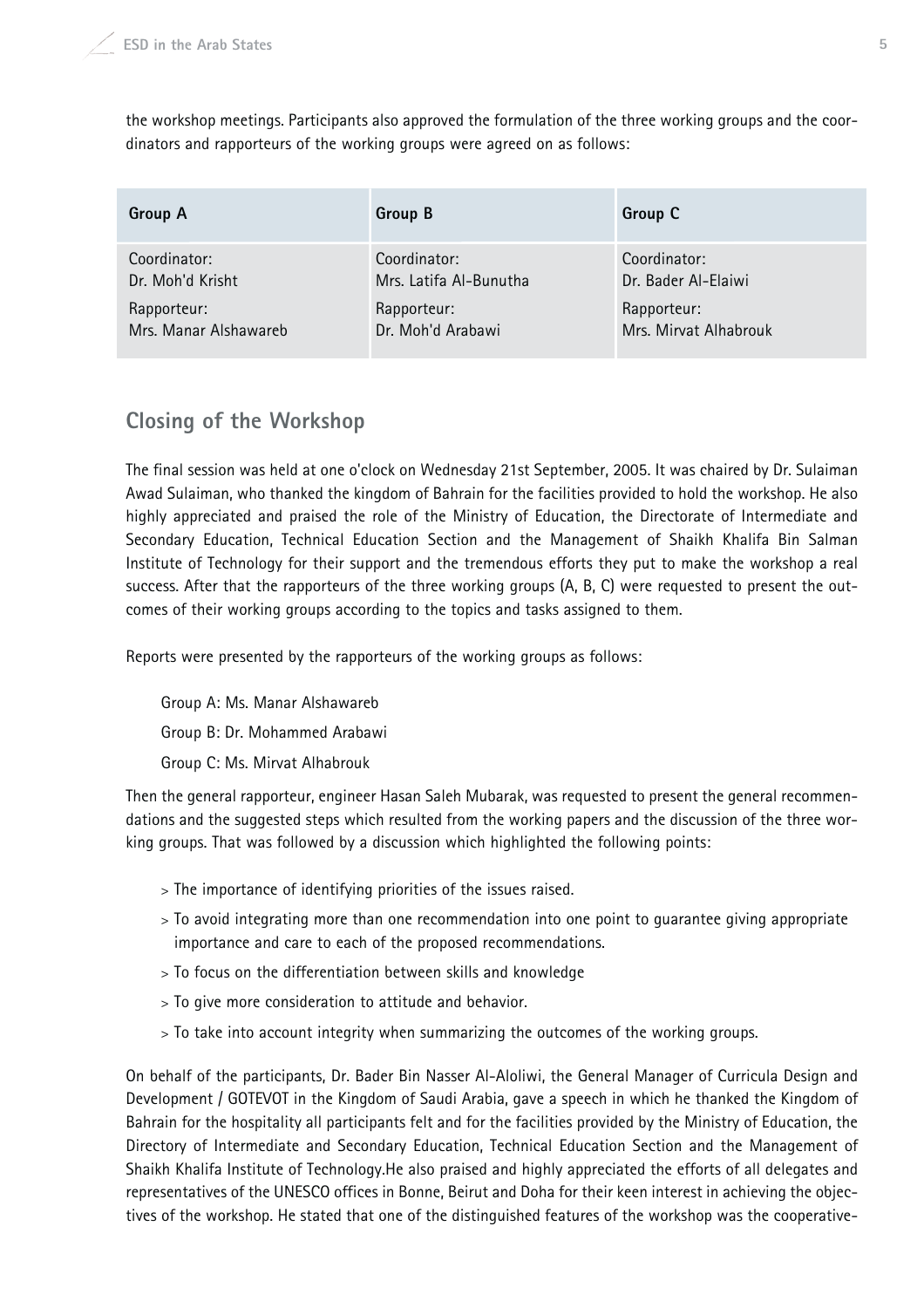the workshop meetings. Participants also approved the formulation of the three working groups and the coordinators and rapporteurs of the working groups were agreed on as follows:

| Group A | Group B | Group C |
|---|---|---|
| Coordinator:<br>Dr. Moh'd Krisht | Coordinator:<br>Mrs. Latifa Al-Bunutha | Coordinator:<br>Dr. Bader Al-Elaiwi |
| Rapporteur:<br>Mrs. Manar Alshawareb | Rapporteur:<br>Dr. Moh'd Arabawi | Rapporteur:<br>Mrs. Mirvat Alhabrouk |

## Closing of the Workshop

The final session was held at one o'clock on Wednesday 21st September, 2005. It was chaired by Dr. Sulaiman Awad Sulaiman, who thanked the kingdom of Bahrain for the facilities provided to hold the workshop. He also highly appreciated and praised the role of the Ministry of Education, the Directorate of Intermediate and Secondary Education, Technical Education Section and the Management of Shaikh Khalifa Bin Salman Institute of Technology for their support and the tremendous efforts they put to make the workshop a real success. After that the rapporteurs of the three working groups (A, B, C) were requested to present the outcomes of their working groups according to the topics and tasks assigned to them.

Reports were presented by the rapporteurs of the working groups as follows:

Group A: Ms. Manar Alshawareb

Group B: Dr. Mohammed Arabawi

Group C: Ms. Mirvat Alhabrouk

Then the general rapporteur, engineer Hasan Saleh Mubarak, was requested to present the general recommendations and the suggested steps which resulted from the working papers and the discussion of the three working groups. That was followed by a discussion which highlighted the following points:

- The importance of identifying priorities of the issues raised.
- To avoid integrating more than one recommendation into one point to guarantee giving appropriate importance and care to each of the proposed recommendations.
- To focus on the differentiation between skills and knowledge
- To give more consideration to attitude and behavior.
- To take into account integrity when summarizing the outcomes of the working groups.

On behalf of the participants, Dr. Bader Bin Nasser Al-Aloliwi, the General Manager of Curricula Design and Development / GOTEVOT in the Kingdom of Saudi Arabia, gave a speech in which he thanked the Kingdom of Bahrain for the hospitality all participants felt and for the facilities provided by the Ministry of Education, the Directory of Intermediate and Secondary Education, Technical Education Section and the Management of Shaikh Khalifa Institute of Technology.He also praised and highly appreciated the efforts of all delegates and representatives of the UNESCO offices in Bonne, Beirut and Doha for their keen interest in achieving the objectives of the workshop. He stated that one of the distinguished features of the workshop was the cooperative-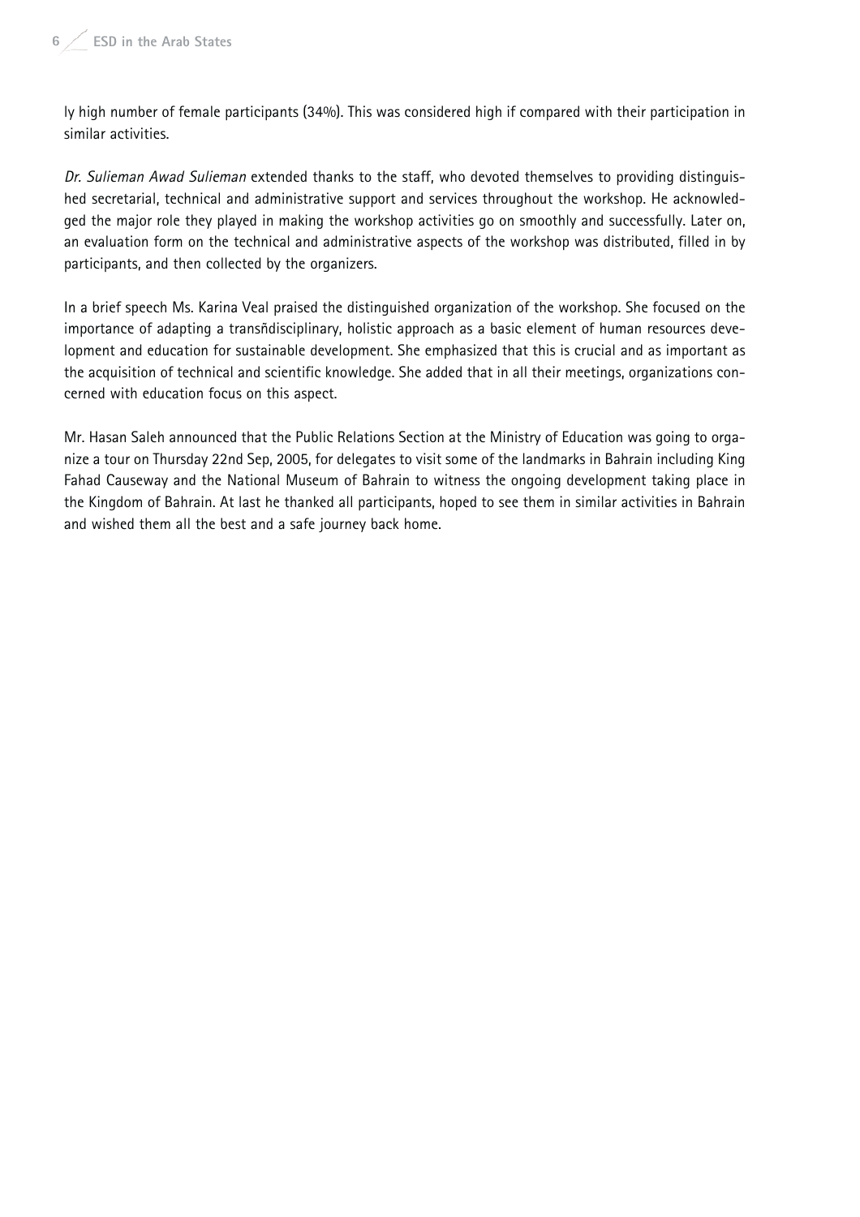ly high number of female participants (34%). This was considered high if compared with their participation in similar activities.

*Dr. Sulieman Awad Sulieman* extended thanks to the staff, who devoted themselves to providing distinguished secretarial, technical and administrative support and services throughout the workshop. He acknowledged the major role they played in making the workshop activities go on smoothly and successfully. Later on, an evaluation form on the technical and administrative aspects of the workshop was distributed, filled in by participants, and then collected by the organizers.

In a brief speech Ms. Karina Veal praised the distinguished organization of the workshop. She focused on the importance of adapting a transñdisciplinary, holistic approach as a basic element of human resources development and education for sustainable development. She emphasized that this is crucial and as important as the acquisition of technical and scientific knowledge. She added that in all their meetings, organizations concerned with education focus on this aspect.

Mr. Hasan Saleh announced that the Public Relations Section at the Ministry of Education was going to organize a tour on Thursday 22nd Sep, 2005, for delegates to visit some of the landmarks in Bahrain including King Fahad Causeway and the National Museum of Bahrain to witness the ongoing development taking place in the Kingdom of Bahrain. At last he thanked all participants, hoped to see them in similar activities in Bahrain and wished them all the best and a safe journey back home.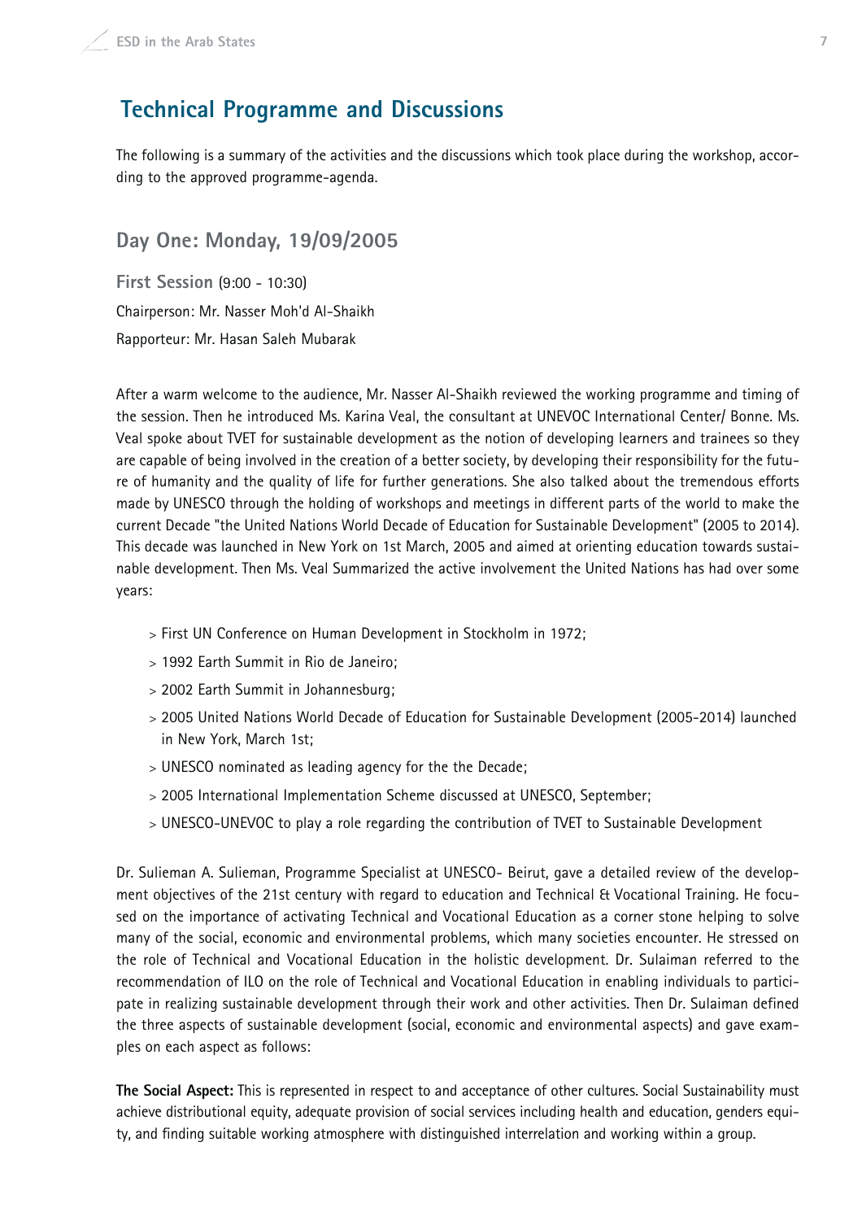## Technical Programme and Discussions

The following is a summary of the activities and the discussions which took place during the workshop, according to the approved programme-agenda.

### Day One: Monday, 19/09/2005

**First Session** (9:00 - 10:30)

Chairperson: Mr. Nasser Moh'd Al-Shaikh

Rapporteur: Mr. Hasan Saleh Mubarak

After a warm welcome to the audience, Mr. Nasser Al-Shaikh reviewed the working programme and timing of the session. Then he introduced Ms. Karina Veal, the consultant at UNEVOC International Center/ Bonne. Ms. Veal spoke about TVET for sustainable development as the notion of developing learners and trainees so they are capable of being involved in the creation of a better society, by developing their responsibility for the future of humanity and the quality of life for further generations. She also talked about the tremendous efforts made by UNESCO through the holding of workshops and meetings in different parts of the world to make the current Decade "the United Nations World Decade of Education for Sustainable Development" (2005 to 2014). This decade was launched in New York on 1st March, 2005 and aimed at orienting education towards sustainable development. Then Ms. Veal Summarized the active involvement the United Nations has had over some years:

- First UN Conference on Human Development in Stockholm in 1972;
- 1992 Earth Summit in Rio de Janeiro;
- 2002 Earth Summit in Johannesburg;
- 2005 United Nations World Decade of Education for Sustainable Development (2005-2014) launched in New York, March 1st;
- UNESCO nominated as leading agency for the the Decade;
- 2005 International Implementation Scheme discussed at UNESCO, September;
- UNESCO-UNEVOC to play a role regarding the contribution of TVET to Sustainable Development

Dr. Sulieman A. Sulieman, Programme Specialist at UNESCO- Beirut, gave a detailed review of the development objectives of the 21st century with regard to education and Technical & Vocational Training. He focused on the importance of activating Technical and Vocational Education as a corner stone helping to solve many of the social, economic and environmental problems, which many societies encounter. He stressed on the role of Technical and Vocational Education in the holistic development. Dr. Sulaiman referred to the recommendation of ILO on the role of Technical and Vocational Education in enabling individuals to participate in realizing sustainable development through their work and other activities. Then Dr. Sulaiman defined the three aspects of sustainable development (social, economic and environmental aspects) and gave examples on each aspect as follows:

**The Social Aspect:** This is represented in respect to and acceptance of other cultures. Social Sustainability must achieve distributional equity, adequate provision of social services including health and education, genders equity, and finding suitable working atmosphere with distinguished interrelation and working within a group.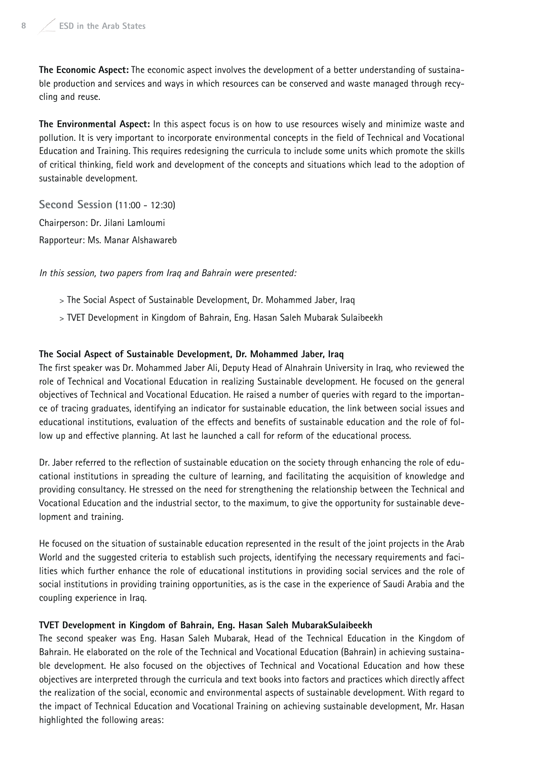**The Economic Aspect:** The economic aspect involves the development of a better understanding of sustainable production and services and ways in which resources can be conserved and waste managed through recycling and reuse.

**The Environmental Aspect:** In this aspect focus is on how to use resources wisely and minimize waste and pollution. It is very important to incorporate environmental concepts in the field of Technical and Vocational Education and Training. This requires redesigning the curricula to include some units which promote the skills of critical thinking, field work and development of the concepts and situations which lead to the adoption of sustainable development.

## Second Session (11:00 - 12:30)

Chairperson: Dr. Jilani Lamloumi

Rapporteur: Ms. Manar Alshawareb

*In this session, two papers from Iraq and Bahrain were presented:*

> The Social Aspect of Sustainable Development, Dr. Mohammed Jaber, Iraq

> TVET Development in Kingdom of Bahrain, Eng. Hasan Saleh Mubarak Sulaibeekh

**The Social Aspect of Sustainable Development, Dr. Mohammed Jaber, Iraq**

The first speaker was Dr. Mohammed Jaber Ali, Deputy Head of Alnahrain University in Iraq, who reviewed the role of Technical and Vocational Education in realizing Sustainable development. He focused on the general objectives of Technical and Vocational Education. He raised a number of queries with regard to the importance of tracing graduates, identifying an indicator for sustainable education, the link between social issues and educational institutions, evaluation of the effects and benefits of sustainable education and the role of follow up and effective planning. At last he launched a call for reform of the educational process.

Dr. Jaber referred to the reflection of sustainable education on the society through enhancing the role of educational institutions in spreading the culture of learning, and facilitating the acquisition of knowledge and providing consultancy. He stressed on the need for strengthening the relationship between the Technical and Vocational Education and the industrial sector, to the maximum, to give the opportunity for sustainable development and training.

He focused on the situation of sustainable education represented in the result of the joint projects in the Arab World and the suggested criteria to establish such projects, identifying the necessary requirements and facilities which further enhance the role of educational institutions in providing social services and the role of social institutions in providing training opportunities, as is the case in the experience of Saudi Arabia and the coupling experience in Iraq.

**TVET Development in Kingdom of Bahrain, Eng. Hasan Saleh MubarakSulaibeekh**

The second speaker was Eng. Hasan Saleh Mubarak, Head of the Technical Education in the Kingdom of Bahrain. He elaborated on the role of the Technical and Vocational Education (Bahrain) in achieving sustainable development. He also focused on the objectives of Technical and Vocational Education and how these objectives are interpreted through the curricula and text books into factors and practices which directly affect the realization of the social, economic and environmental aspects of sustainable development. With regard to the impact of Technical Education and Vocational Training on achieving sustainable development, Mr. Hasan highlighted the following areas: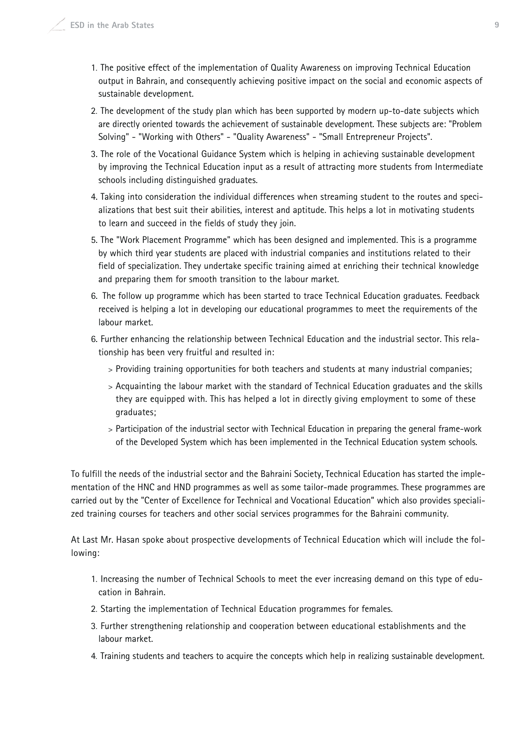1. The positive effect of the implementation of Quality Awareness on improving Technical Education output in Bahrain, and consequently achieving positive impact on the social and economic aspects of sustainable development.
2. The development of the study plan which has been supported by modern up-to-date subjects which are directly oriented towards the achievement of sustainable development. These subjects are: "Problem Solving" - "Working with Others" - "Quality Awareness" - "Small Entrepreneur Projects".
3. The role of the Vocational Guidance System which is helping in achieving sustainable development by improving the Technical Education input as a result of attracting more students from Intermediate schools including distinguished graduates.
4. Taking into consideration the individual differences when streaming student to the routes and specializations that best suit their abilities, interest and aptitude. This helps a lot in motivating students to learn and succeed in the fields of study they join.
5. The "Work Placement Programme" which has been designed and implemented. This is a programme by which third year students are placed with industrial companies and institutions related to their field of specialization. They undertake specific training aimed at enriching their technical knowledge and preparing them for smooth transition to the labour market.
6. The follow up programme which has been started to trace Technical Education graduates. Feedback received is helping a lot in developing our educational programmes to meet the requirements of the labour market.
6. Further enhancing the relationship between Technical Education and the industrial sector. This relationship has been very fruitful and resulted in:
   - > Providing training opportunities for both teachers and students at many industrial companies;
   - > Acquainting the labour market with the standard of Technical Education graduates and the skills they are equipped with. This has helped a lot in directly giving employment to some of these graduates;
   - > Participation of the industrial sector with Technical Education in preparing the general frame-work of the Developed System which has been implemented in the Technical Education system schools.

To fulfill the needs of the industrial sector and the Bahraini Society, Technical Education has started the implementation of the HNC and HND programmes as well as some tailor-made programmes. These programmes are carried out by the "Center of Excellence for Technical and Vocational Education" which also provides specialized training courses for teachers and other social services programmes for the Bahraini community.

At Last Mr. Hasan spoke about prospective developments of Technical Education which will include the following:

1. Increasing the number of Technical Schools to meet the ever increasing demand on this type of education in Bahrain.
2. Starting the implementation of Technical Education programmes for females.
3. Further strengthening relationship and cooperation between educational establishments and the labour market.
4. Training students and teachers to acquire the concepts which help in realizing sustainable development.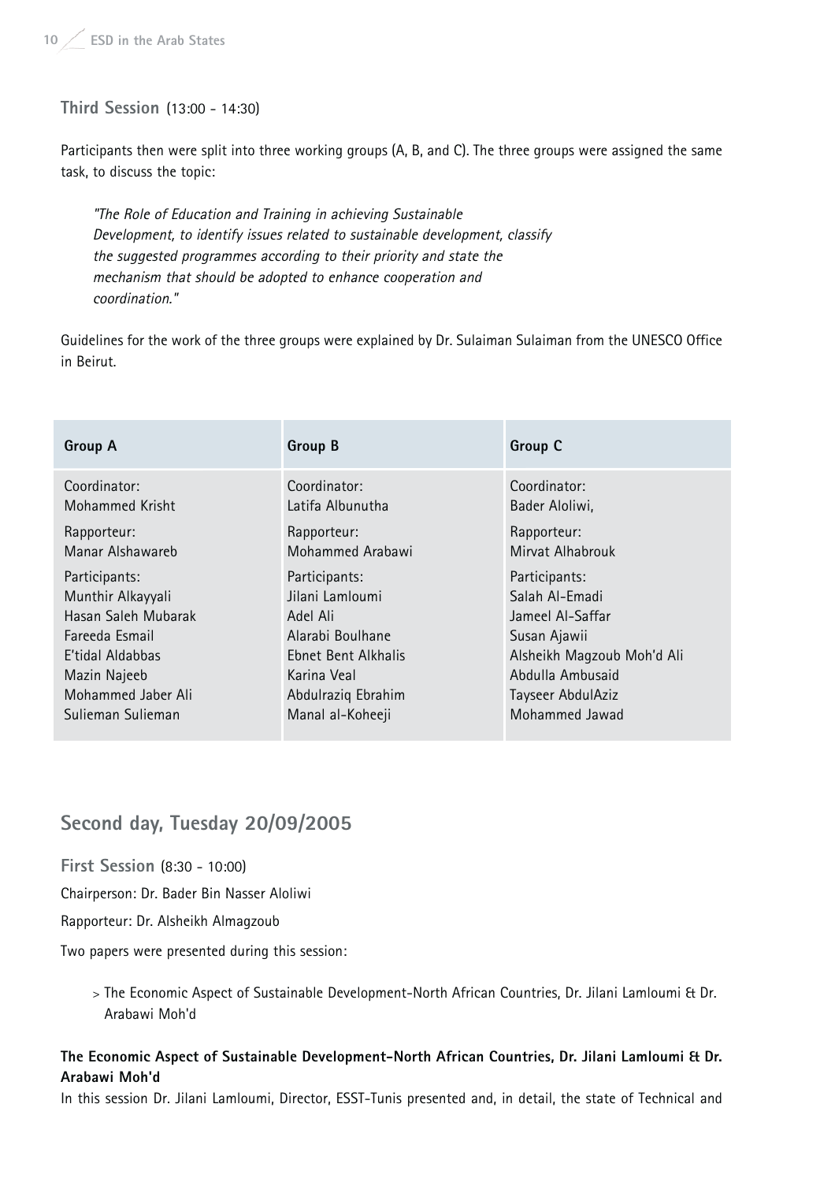### Third Session (13:00 - 14:30)

Participants then were split into three working groups (A, B, and C). The three groups were assigned the same task, to discuss the topic:

> *"The Role of Education and Training in achieving Sustainable Development, to identify issues related to sustainable development, classify the suggested programmes according to their priority and state the mechanism that should be adopted to enhance cooperation and coordination."*

Guidelines for the work of the three groups were explained by Dr. Sulaiman Sulaiman from the UNESCO Office in Beirut.

| Group A | Group B | Group C |
|---|---|---|
| Coordinator:<br>Mohammed Krisht | Coordinator:<br>Latifa Albunutha | Coordinator:<br>Bader Aloliwi, |
| Rapporteur:<br>Manar Alshawareb | Rapporteur:<br>Mohammed Arabawi | Rapporteur:<br>Mirvat Alhabrouk |
| Participants:<br>Munthir Alkayyali<br>Hasan Saleh Mubarak<br>Fareeda Esmail<br>E'tidal Aldabbas<br>Mazin Najeeb<br>Mohammed Jaber Ali<br>Sulieman Sulieman | Participants:<br>Jilani Lamloumi<br>Adel Ali<br>Alarabi Boulhane<br>Ebnet Bent Alkhalis<br>Karina Veal<br>Abdulraziq Ebrahim<br>Manal al-Koheeji | Participants:<br>Salah Al-Emadi<br>Jameel Al-Saffar<br>Susan Ajawii<br>Alsheikh Magzoub Moh'd Ali<br>Abdulla Ambusaid<br>Tayseer AbdulAziz<br>Mohammed Jawad |

## Second day, Tuesday 20/09/2005

### First Session (8:30 - 10:00)

Chairperson: Dr. Bader Bin Nasser Aloliwi

Rapporteur: Dr. Alsheikh Almagzoub

Two papers were presented during this session:

> The Economic Aspect of Sustainable Development-North African Countries, Dr. Jilani Lamloumi & Dr. Arabawi Moh'd

**The Economic Aspect of Sustainable Development-North African Countries, Dr. Jilani Lamloumi & Dr. Arabawi Moh'd**

In this session Dr. Jilani Lamloumi, Director, ESST-Tunis presented and, in detail, the state of Technical and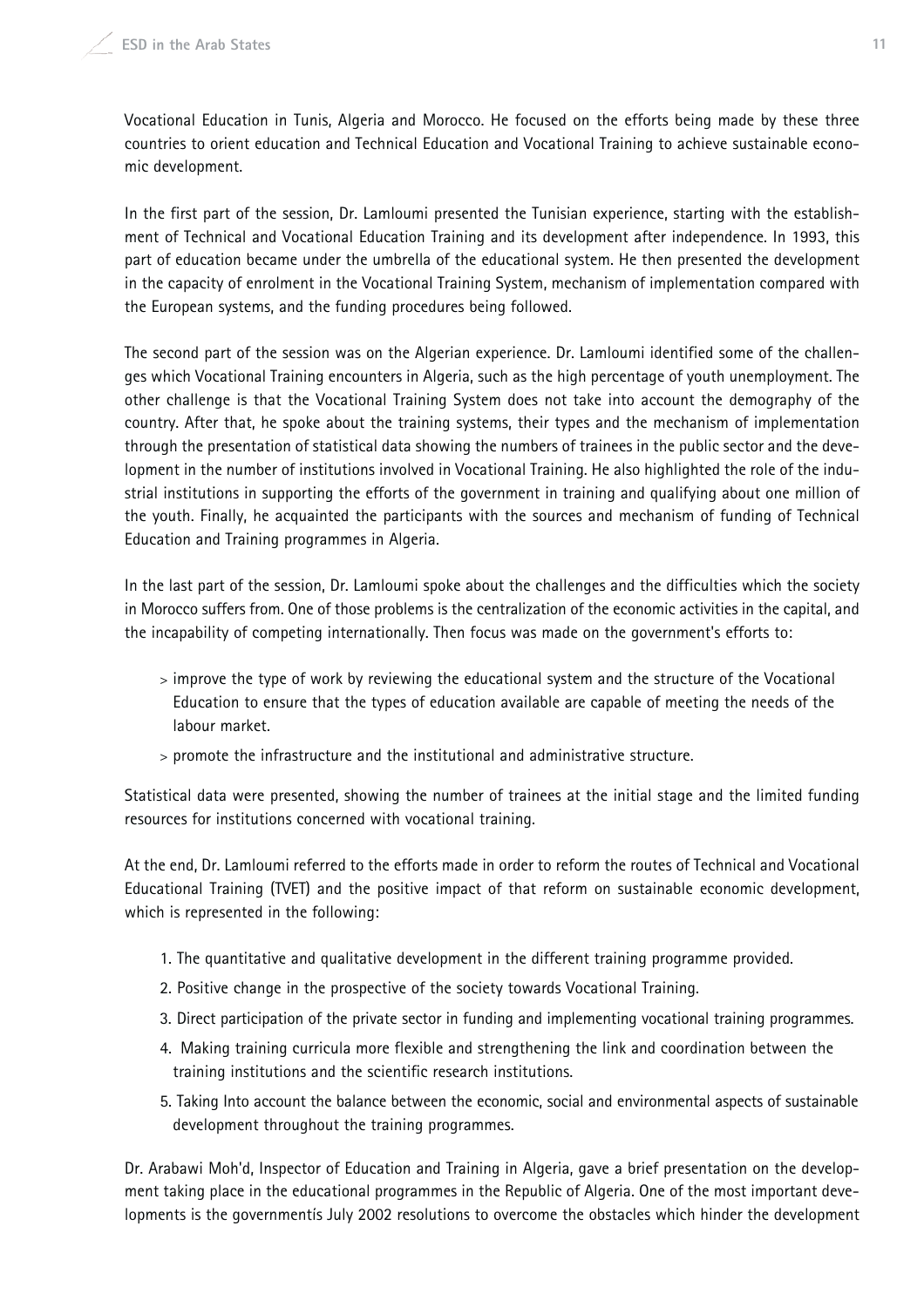Vocational Education in Tunis, Algeria and Morocco. He focused on the efforts being made by these three countries to orient education and Technical Education and Vocational Training to achieve sustainable economic development.

In the first part of the session, Dr. Lamloumi presented the Tunisian experience, starting with the establishment of Technical and Vocational Education Training and its development after independence. In 1993, this part of education became under the umbrella of the educational system. He then presented the development in the capacity of enrolment in the Vocational Training System, mechanism of implementation compared with the European systems, and the funding procedures being followed.

The second part of the session was on the Algerian experience. Dr. Lamloumi identified some of the challenges which Vocational Training encounters in Algeria, such as the high percentage of youth unemployment. The other challenge is that the Vocational Training System does not take into account the demography of the country. After that, he spoke about the training systems, their types and the mechanism of implementation through the presentation of statistical data showing the numbers of trainees in the public sector and the development in the number of institutions involved in Vocational Training. He also highlighted the role of the industrial institutions in supporting the efforts of the government in training and qualifying about one million of the youth. Finally, he acquainted the participants with the sources and mechanism of funding of Technical Education and Training programmes in Algeria.

In the last part of the session, Dr. Lamloumi spoke about the challenges and the difficulties which the society in Morocco suffers from. One of those problems is the centralization of the economic activities in the capital, and the incapability of competing internationally. Then focus was made on the government's efforts to:

> improve the type of work by reviewing the educational system and the structure of the Vocational Education to ensure that the types of education available are capable of meeting the needs of the labour market.

> promote the infrastructure and the institutional and administrative structure.

Statistical data were presented, showing the number of trainees at the initial stage and the limited funding resources for institutions concerned with vocational training.

At the end, Dr. Lamloumi referred to the efforts made in order to reform the routes of Technical and Vocational Educational Training (TVET) and the positive impact of that reform on sustainable economic development, which is represented in the following:

1. The quantitative and qualitative development in the different training programme provided.
2. Positive change in the prospective of the society towards Vocational Training.
3. Direct participation of the private sector in funding and implementing vocational training programmes.
4. Making training curricula more flexible and strengthening the link and coordination between the training institutions and the scientific research institutions.
5. Taking Into account the balance between the economic, social and environmental aspects of sustainable development throughout the training programmes.

Dr. Arabawi Moh'd, Inspector of Education and Training in Algeria, gave a brief presentation on the development taking place in the educational programmes in the Republic of Algeria. One of the most important developments is the governmentís July 2002 resolutions to overcome the obstacles which hinder the development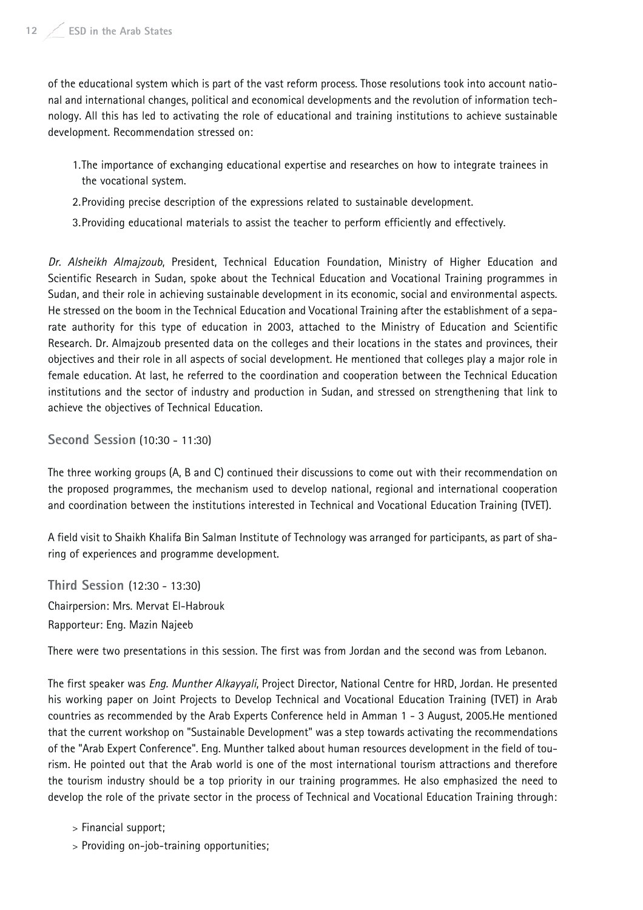of the educational system which is part of the vast reform process. Those resolutions took into account national and international changes, political and economical developments and the revolution of information technology. All this has led to activating the role of educational and training institutions to achieve sustainable development. Recommendation stressed on:

1. The importance of exchanging educational expertise and researches on how to integrate trainees in the vocational system.
2. Providing precise description of the expressions related to sustainable development.
3. Providing educational materials to assist the teacher to perform efficiently and effectively.

*Dr. Alsheikh Almajzoub*, President, Technical Education Foundation, Ministry of Higher Education and Scientific Research in Sudan, spoke about the Technical Education and Vocational Training programmes in Sudan, and their role in achieving sustainable development in its economic, social and environmental aspects. He stressed on the boom in the Technical Education and Vocational Training after the establishment of a separate authority for this type of education in 2003, attached to the Ministry of Education and Scientific Research. Dr. Almajzoub presented data on the colleges and their locations in the states and provinces, their objectives and their role in all aspects of social development. He mentioned that colleges play a major role in female education. At last, he referred to the coordination and cooperation between the Technical Education institutions and the sector of industry and production in Sudan, and stressed on strengthening that link to achieve the objectives of Technical Education.

## Second Session (10:30 - 11:30)

The three working groups (A, B and C) continued their discussions to come out with their recommendation on the proposed programmes, the mechanism used to develop national, regional and international cooperation and coordination between the institutions interested in Technical and Vocational Education Training (TVET).

A field visit to Shaikh Khalifa Bin Salman Institute of Technology was arranged for participants, as part of sharing of experiences and programme development.

## Third Session (12:30 - 13:30)

Chairperson: Mrs. Mervat El-Habrouk
Rapporteur: Eng. Mazin Najeeb

There were two presentations in this session. The first was from Jordan and the second was from Lebanon.

The first speaker was *Eng. Munther Alkayyali*, Project Director, National Centre for HRD, Jordan. He presented his working paper on Joint Projects to Develop Technical and Vocational Education Training (TVET) in Arab countries as recommended by the Arab Experts Conference held in Amman 1 - 3 August, 2005.He mentioned that the current workshop on "Sustainable Development" was a step towards activating the recommendations of the "Arab Expert Conference". Eng. Munther talked about human resources development in the field of tourism. He pointed out that the Arab world is one of the most international tourism attractions and therefore the tourism industry should be a top priority in our training programmes. He also emphasized the need to develop the role of the private sector in the process of Technical and Vocational Education Training through:

- Financial support;
- Providing on-job-training opportunities;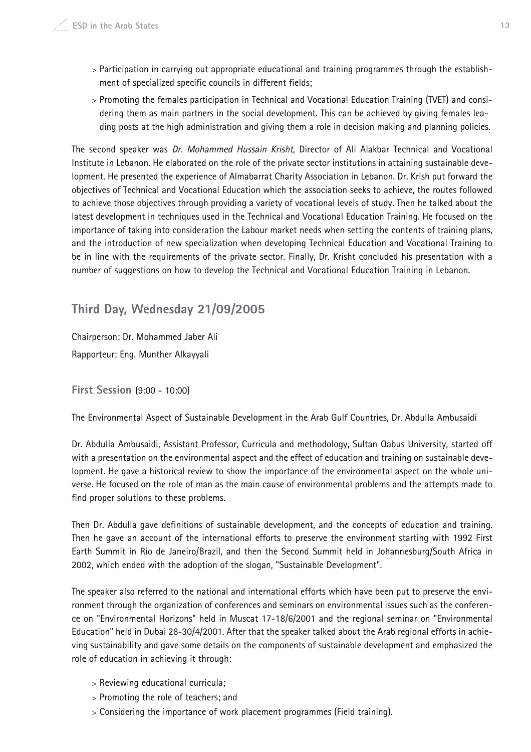- Participation in carrying out appropriate educational and training programmes through the establishment of specialized specific councils in different fields;
- Promoting the females participation in Technical and Vocational Education Training (TVET) and considering them as main partners in the social development. This can be achieved by giving females leading posts at the high administration and giving them a role in decision making and planning policies.

The second speaker was *Dr. Mohammed Hussain Krisht*, Director of Ali Alakbar Technical and Vocational Institute in Lebanon. He elaborated on the role of the private sector institutions in attaining sustainable development. He presented the experience of Almabarrat Charity Association in Lebanon. Dr. Krish put forward the objectives of Technical and Vocational Education which the association seeks to achieve, the routes followed to achieve those objectives through providing a variety of vocational levels of study. Then he talked about the latest development in techniques used in the Technical and Vocational Education Training. He focused on the importance of taking into consideration the Labour market needs when setting the contents of training plans, and the introduction of new specialization when developing Technical Education and Vocational Training to be in line with the requirements of the private sector. Finally, Dr. Krisht concluded his presentation with a number of suggestions on how to develop the Technical and Vocational Education Training in Lebanon.

## Third Day, Wednesday 21/09/2005

Chairperson: Dr. Mohammed Jaber Ali

Rapporteur: Eng. Munther Alkayyali

### First Session (9:00 - 10:00)

The Environmental Aspect of Sustainable Development in the Arab Gulf Countries, Dr. Abdulla Ambusaidi

Dr. Abdulla Ambusaidi, Assistant Professor, Curricula and methodology, Sultan Qabus University, started off with a presentation on the environmental aspect and the effect of education and training on sustainable development. He gave a historical review to show the importance of the environmental aspect on the whole universe. He focused on the role of man as the main cause of environmental problems and the attempts made to find proper solutions to these problems.

Then Dr. Abdulla gave definitions of sustainable development, and the concepts of education and training. Then he gave an account of the international efforts to preserve the environment starting with 1992 First Earth Summit in Rio de Janeiro/Brazil, and then the Second Summit held in Johannesburg/South Africa in 2002, which ended with the adoption of the slogan, "Sustainable Development".

The speaker also referred to the national and international efforts which have been put to preserve the environment through the organization of conferences and seminars on environmental issues such as the conference on "Environmental Horizons" held in Muscat 17-18/6/2001 and the regional seminar on "Environmental Education" held in Dubai 28-30/4/2001. After that the speaker talked about the Arab regional efforts in achieving sustainability and gave some details on the components of sustainable development and emphasized the role of education in achieving it through:

- Reviewing educational curricula;
- Promoting the role of teachers; and
- Considering the importance of work placement programmes (Field training).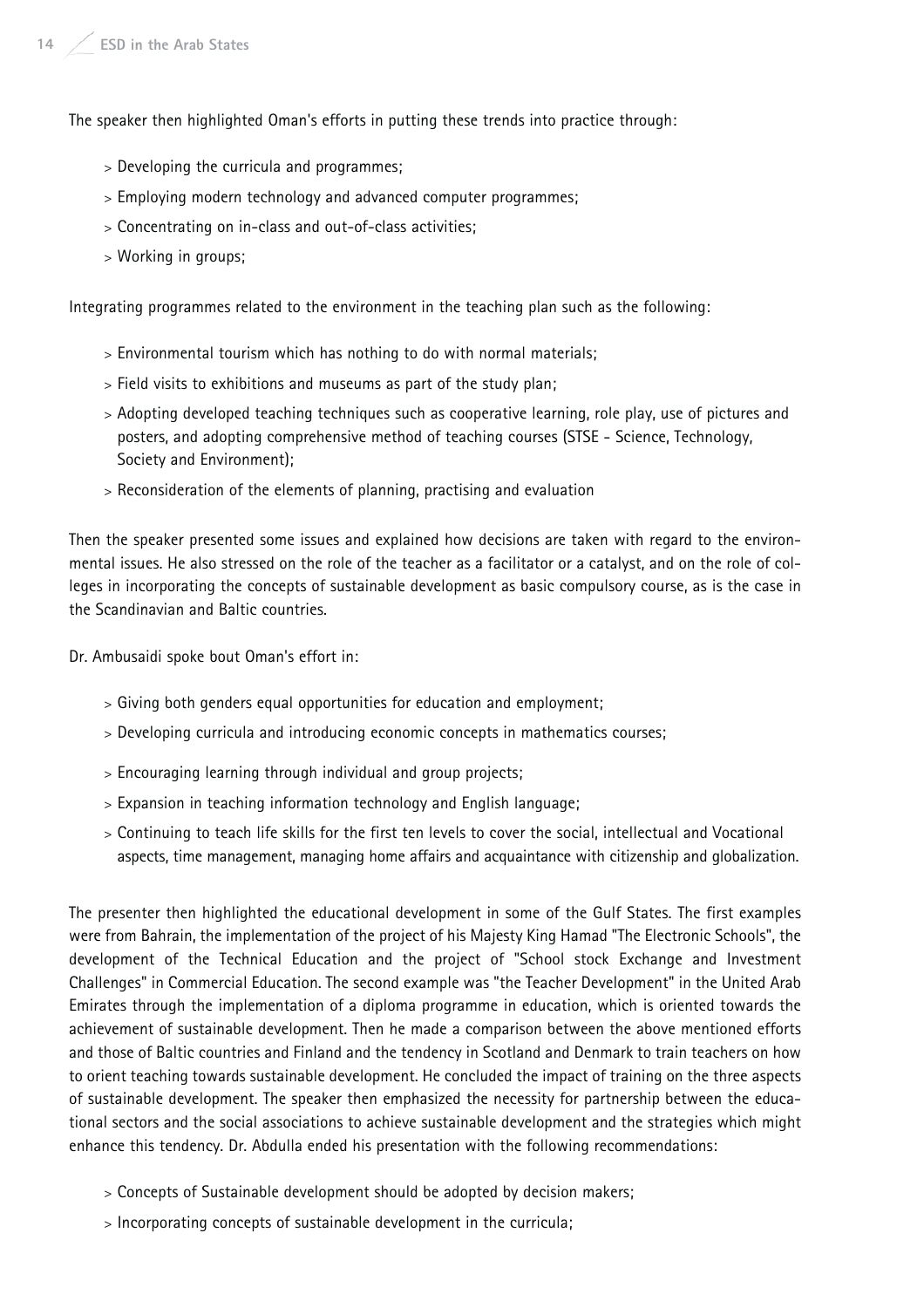The speaker then highlighted Oman's efforts in putting these trends into practice through:

- > Developing the curricula and programmes;
- > Employing modern technology and advanced computer programmes;
- > Concentrating on in-class and out-of-class activities;
- > Working in groups;

Integrating programmes related to the environment in the teaching plan such as the following:

- > Environmental tourism which has nothing to do with normal materials;
- > Field visits to exhibitions and museums as part of the study plan;
- > Adopting developed teaching techniques such as cooperative learning, role play, use of pictures and posters, and adopting comprehensive method of teaching courses (STSE - Science, Technology, Society and Environment);
- > Reconsideration of the elements of planning, practising and evaluation

Then the speaker presented some issues and explained how decisions are taken with regard to the environmental issues. He also stressed on the role of the teacher as a facilitator or a catalyst, and on the role of colleges in incorporating the concepts of sustainable development as basic compulsory course, as is the case in the Scandinavian and Baltic countries.

Dr. Ambusaidi spoke bout Oman's effort in:

- > Giving both genders equal opportunities for education and employment;
- > Developing curricula and introducing economic concepts in mathematics courses;
- > Encouraging learning through individual and group projects;
- > Expansion in teaching information technology and English language;
- > Continuing to teach life skills for the first ten levels to cover the social, intellectual and Vocational aspects, time management, managing home affairs and acquaintance with citizenship and globalization.

The presenter then highlighted the educational development in some of the Gulf States. The first examples were from Bahrain, the implementation of the project of his Majesty King Hamad "The Electronic Schools", the development of the Technical Education and the project of "School stock Exchange and Investment Challenges" in Commercial Education. The second example was "the Teacher Development" in the United Arab Emirates through the implementation of a diploma programme in education, which is oriented towards the achievement of sustainable development. Then he made a comparison between the above mentioned efforts and those of Baltic countries and Finland and the tendency in Scotland and Denmark to train teachers on how to orient teaching towards sustainable development. He concluded the impact of training on the three aspects of sustainable development. The speaker then emphasized the necessity for partnership between the educational sectors and the social associations to achieve sustainable development and the strategies which might enhance this tendency. Dr. Abdulla ended his presentation with the following recommendations:

- > Concepts of Sustainable development should be adopted by decision makers;
- > Incorporating concepts of sustainable development in the curricula;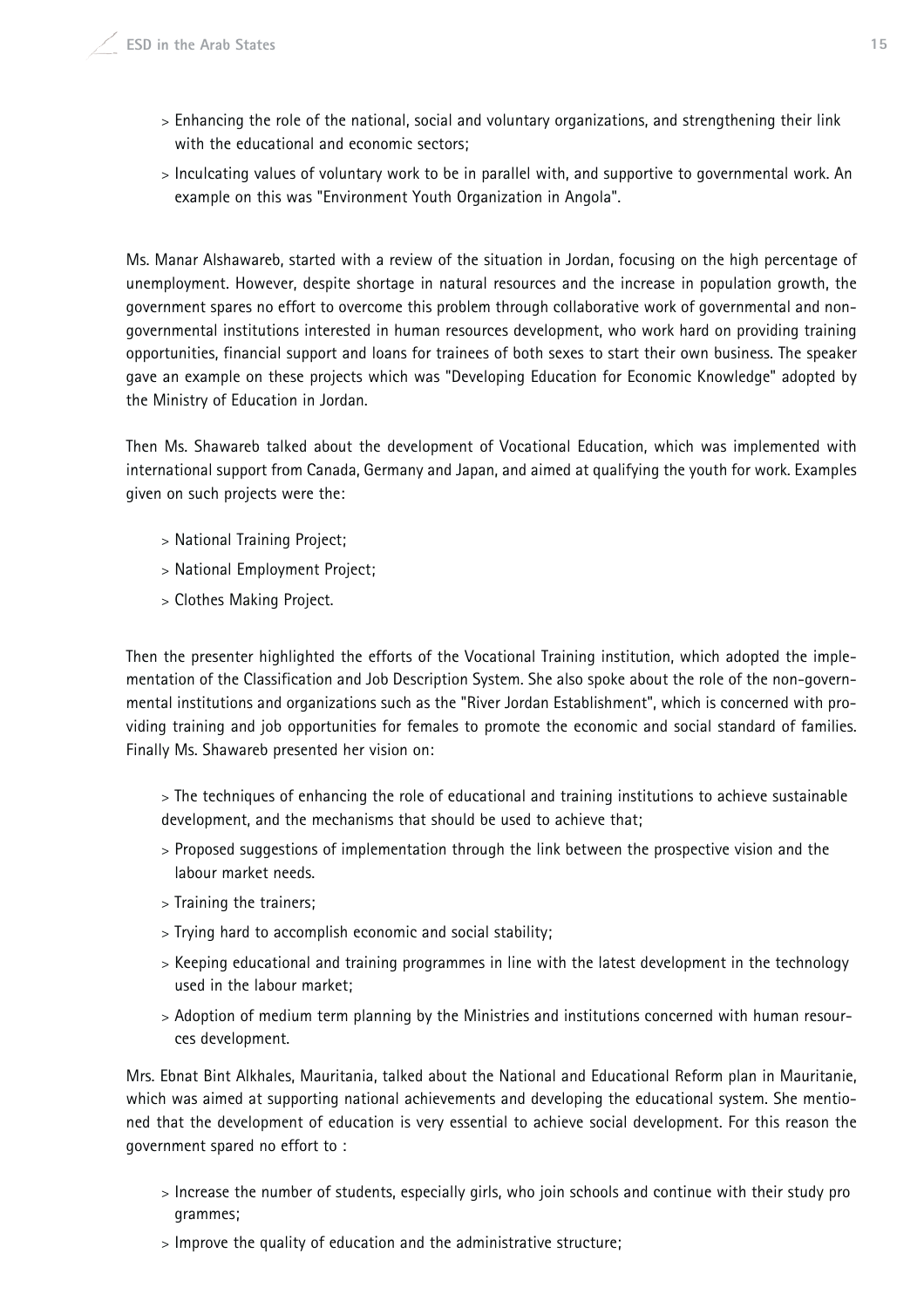- Enhancing the role of the national, social and voluntary organizations, and strengthening their link with the educational and economic sectors;
- Inculcating values of voluntary work to be in parallel with, and supportive to governmental work. An example on this was "Environment Youth Organization in Angola".

Ms. Manar Alshawareb, started with a review of the situation in Jordan, focusing on the high percentage of unemployment. However, despite shortage in natural resources and the increase in population growth, the government spares no effort to overcome this problem through collaborative work of governmental and non-governmental institutions interested in human resources development, who work hard on providing training opportunities, financial support and loans for trainees of both sexes to start their own business. The speaker gave an example on these projects which was "Developing Education for Economic Knowledge" adopted by the Ministry of Education in Jordan.

Then Ms. Shawareb talked about the development of Vocational Education, which was implemented with international support from Canada, Germany and Japan, and aimed at qualifying the youth for work. Examples given on such projects were the:

- National Training Project;
- National Employment Project;
- Clothes Making Project.

Then the presenter highlighted the efforts of the Vocational Training institution, which adopted the implementation of the Classification and Job Description System. She also spoke about the role of the non-governmental institutions and organizations such as the "River Jordan Establishment", which is concerned with providing training and job opportunities for females to promote the economic and social standard of families. Finally Ms. Shawareb presented her vision on:

- The techniques of enhancing the role of educational and training institutions to achieve sustainable development, and the mechanisms that should be used to achieve that;
- Proposed suggestions of implementation through the link between the prospective vision and the labour market needs.
- Training the trainers;
- Trying hard to accomplish economic and social stability;
- Keeping educational and training programmes in line with the latest development in the technology used in the labour market;
- Adoption of medium term planning by the Ministries and institutions concerned with human resources development.

Mrs. Ebnat Bint Alkhales, Mauritania, talked about the National and Educational Reform plan in Mauritanie, which was aimed at supporting national achievements and developing the educational system. She mentioned that the development of education is very essential to achieve social development. For this reason the government spared no effort to :

- Increase the number of students, especially girls, who join schools and continue with their study programmes;
- Improve the quality of education and the administrative structure;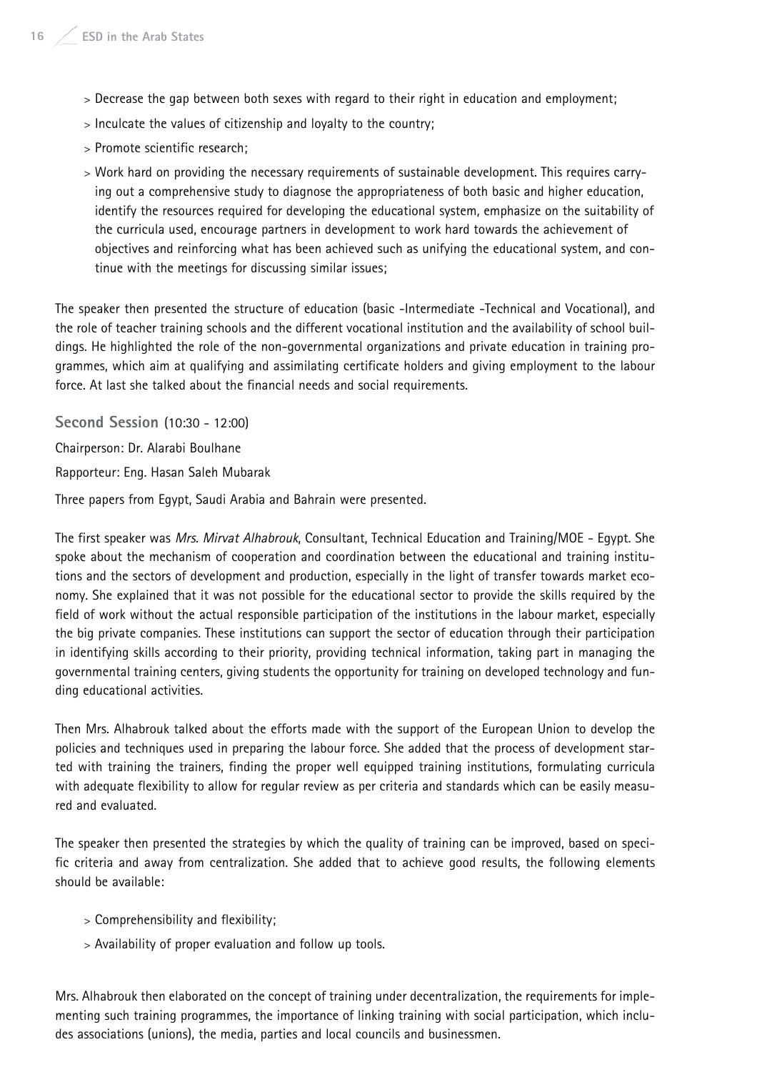- > Decrease the gap between both sexes with regard to their right in education and employment;
- > Inculcate the values of citizenship and loyalty to the country;
- > Promote scientific research;
- > Work hard on providing the necessary requirements of sustainable development. This requires carrying out a comprehensive study to diagnose the appropriateness of both basic and higher education, identify the resources required for developing the educational system, emphasize on the suitability of the curricula used, encourage partners in development to work hard towards the achievement of objectives and reinforcing what has been achieved such as unifying the educational system, and continue with the meetings for discussing similar issues;

The speaker then presented the structure of education (basic -Intermediate -Technical and Vocational), and the role of teacher training schools and the different vocational institution and the availability of school buildings. He highlighted the role of the non-governmental organizations and private education in training programmes, which aim at qualifying and assimilating certificate holders and giving employment to the labour force. At last she talked about the financial needs and social requirements.

**Second Session** (10:30 - 12:00)

Chairperson: Dr. Alarabi Boulhane

Rapporteur: Eng. Hasan Saleh Mubarak

Three papers from Egypt, Saudi Arabia and Bahrain were presented.

The first speaker was *Mrs. Mirvat Alhabrouk*, Consultant, Technical Education and Training/MOE - Egypt. She spoke about the mechanism of cooperation and coordination between the educational and training institutions and the sectors of development and production, especially in the light of transfer towards market economy. She explained that it was not possible for the educational sector to provide the skills required by the field of work without the actual responsible participation of the institutions in the labour market, especially the big private companies. These institutions can support the sector of education through their participation in identifying skills according to their priority, providing technical information, taking part in managing the governmental training centers, giving students the opportunity for training on developed technology and funding educational activities.

Then Mrs. Alhabrouk talked about the efforts made with the support of the European Union to develop the policies and techniques used in preparing the labour force. She added that the process of development started with training the trainers, finding the proper well equipped training institutions, formulating curricula with adequate flexibility to allow for regular review as per criteria and standards which can be easily measured and evaluated.

The speaker then presented the strategies by which the quality of training can be improved, based on specific criteria and away from centralization. She added that to achieve good results, the following elements should be available:

- > Comprehensibility and flexibility;
- > Availability of proper evaluation and follow up tools.

Mrs. Alhabrouk then elaborated on the concept of training under decentralization, the requirements for implementing such training programmes, the importance of linking training with social participation, which includes associations (unions), the media, parties and local councils and businessmen.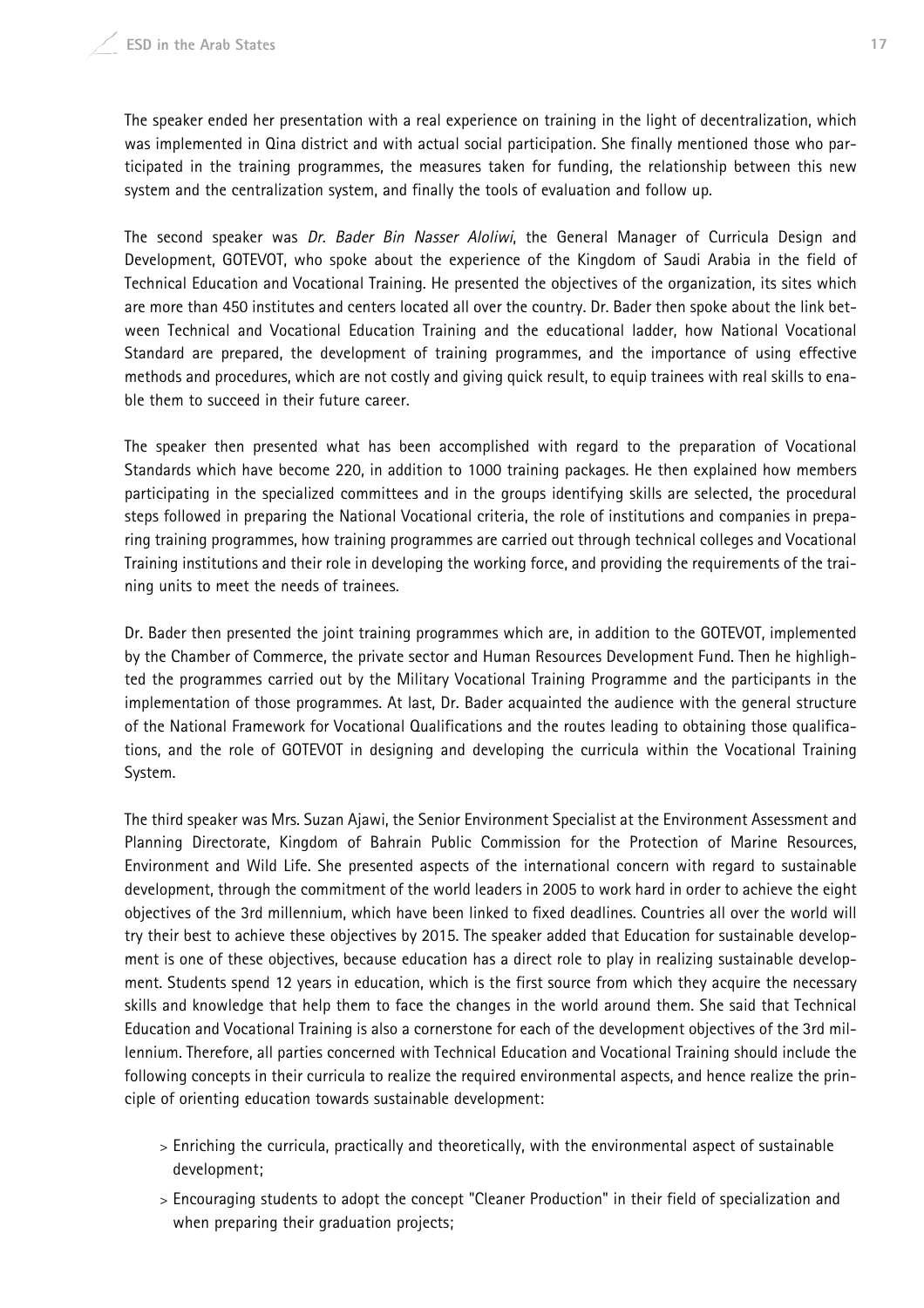The speaker ended her presentation with a real experience on training in the light of decentralization, which was implemented in Qina district and with actual social participation. She finally mentioned those who participated in the training programmes, the measures taken for funding, the relationship between this new system and the centralization system, and finally the tools of evaluation and follow up.

The second speaker was *Dr. Bader Bin Nasser Aloliwi*, the General Manager of Curricula Design and Development, GOTEVOT, who spoke about the experience of the Kingdom of Saudi Arabia in the field of Technical Education and Vocational Training. He presented the objectives of the organization, its sites which are more than 450 institutes and centers located all over the country. Dr. Bader then spoke about the link between Technical and Vocational Education Training and the educational ladder, how National Vocational Standard are prepared, the development of training programmes, and the importance of using effective methods and procedures, which are not costly and giving quick result, to equip trainees with real skills to enable them to succeed in their future career.

The speaker then presented what has been accomplished with regard to the preparation of Vocational Standards which have become 220, in addition to 1000 training packages. He then explained how members participating in the specialized committees and in the groups identifying skills are selected, the procedural steps followed in preparing the National Vocational criteria, the role of institutions and companies in preparing training programmes, how training programmes are carried out through technical colleges and Vocational Training institutions and their role in developing the working force, and providing the requirements of the training units to meet the needs of trainees.

Dr. Bader then presented the joint training programmes which are, in addition to the GOTEVOT, implemented by the Chamber of Commerce, the private sector and Human Resources Development Fund. Then he highlighted the programmes carried out by the Military Vocational Training Programme and the participants in the implementation of those programmes. At last, Dr. Bader acquainted the audience with the general structure of the National Framework for Vocational Qualifications and the routes leading to obtaining those qualifications, and the role of GOTEVOT in designing and developing the curricula within the Vocational Training System.

The third speaker was Mrs. Suzan Ajawi, the Senior Environment Specialist at the Environment Assessment and Planning Directorate, Kingdom of Bahrain Public Commission for the Protection of Marine Resources, Environment and Wild Life. She presented aspects of the international concern with regard to sustainable development, through the commitment of the world leaders in 2005 to work hard in order to achieve the eight objectives of the 3rd millennium, which have been linked to fixed deadlines. Countries all over the world will try their best to achieve these objectives by 2015. The speaker added that Education for sustainable development is one of these objectives, because education has a direct role to play in realizing sustainable development. Students spend 12 years in education, which is the first source from which they acquire the necessary skills and knowledge that help them to face the changes in the world around them. She said that Technical Education and Vocational Training is also a cornerstone for each of the development objectives of the 3rd millennium. Therefore, all parties concerned with Technical Education and Vocational Training should include the following concepts in their curricula to realize the required environmental aspects, and hence realize the principle of orienting education towards sustainable development:

- Enriching the curricula, practically and theoretically, with the environmental aspect of sustainable development;
- Encouraging students to adopt the concept "Cleaner Production" in their field of specialization and when preparing their graduation projects;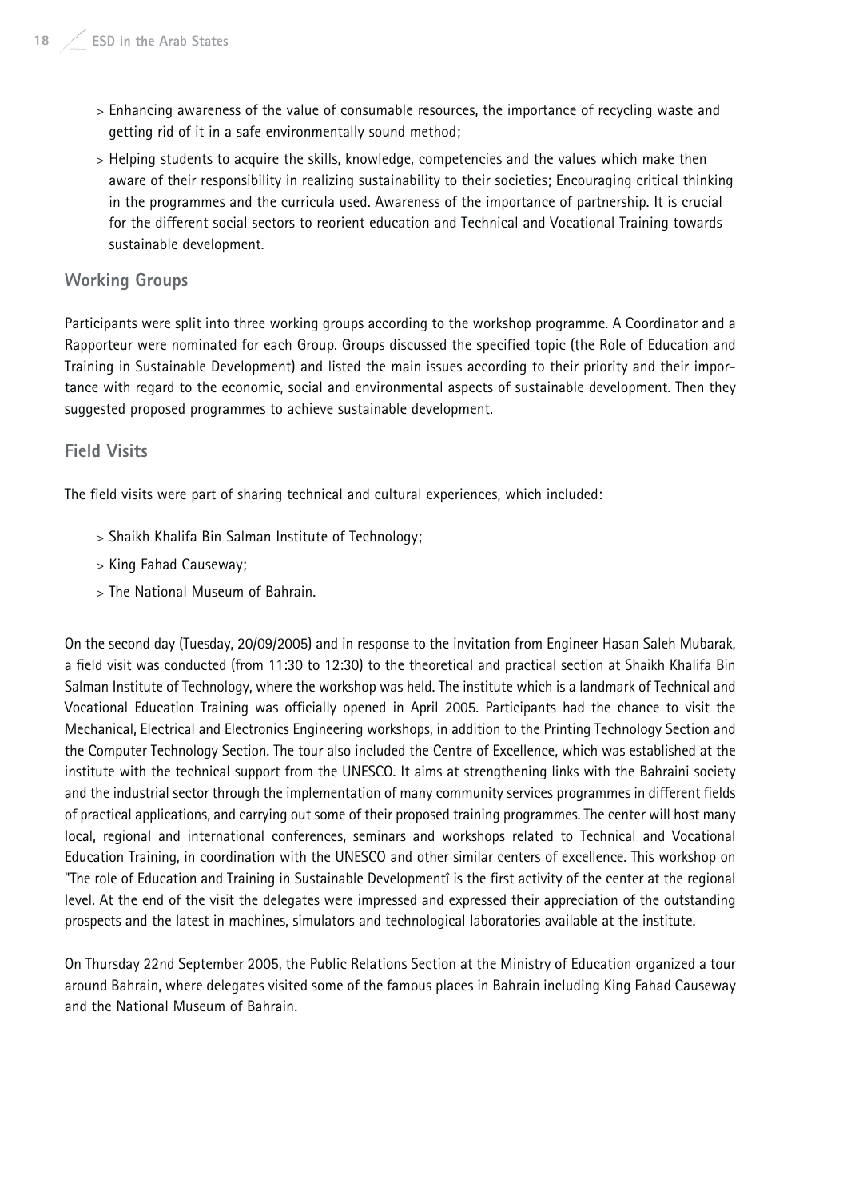- Enhancing awareness of the value of consumable resources, the importance of recycling waste and getting rid of it in a safe environmentally sound method;
- Helping students to acquire the skills, knowledge, competencies and the values which make then aware of their responsibility in realizing sustainability to their societies; Encouraging critical thinking in the programmes and the curricula used. Awareness of the importance of partnership. It is crucial for the different social sectors to reorient education and Technical and Vocational Training towards sustainable development.

## Working Groups

Participants were split into three working groups according to the workshop programme. A Coordinator and a Rapporteur were nominated for each Group. Groups discussed the specified topic (the Role of Education and Training in Sustainable Development) and listed the main issues according to their priority and their importance with regard to the economic, social and environmental aspects of sustainable development. Then they suggested proposed programmes to achieve sustainable development.

## Field Visits

The field visits were part of sharing technical and cultural experiences, which included:

- Shaikh Khalifa Bin Salman Institute of Technology;
- King Fahad Causeway;
- The National Museum of Bahrain.

On the second day (Tuesday, 20/09/2005) and in response to the invitation from Engineer Hasan Saleh Mubarak, a field visit was conducted (from 11:30 to 12:30) to the theoretical and practical section at Shaikh Khalifa Bin Salman Institute of Technology, where the workshop was held. The institute which is a landmark of Technical and Vocational Education Training was officially opened in April 2005. Participants had the chance to visit the Mechanical, Electrical and Electronics Engineering workshops, in addition to the Printing Technology Section and the Computer Technology Section. The tour also included the Centre of Excellence, which was established at the institute with the technical support from the UNESCO. It aims at strengthening links with the Bahraini society and the industrial sector through the implementation of many community services programmes in different fields of practical applications, and carrying out some of their proposed training programmes. The center will host many local, regional and international conferences, seminars and workshops related to Technical and Vocational Education Training, in coordination with the UNESCO and other similar centers of excellence. This workshop on "The role of Education and Training in Sustainable Developmentî is the first activity of the center at the regional level. At the end of the visit the delegates were impressed and expressed their appreciation of the outstanding prospects and the latest in machines, simulators and technological laboratories available at the institute.

On Thursday 22nd September 2005, the Public Relations Section at the Ministry of Education organized a tour around Bahrain, where delegates visited some of the famous places in Bahrain including King Fahad Causeway and the National Museum of Bahrain.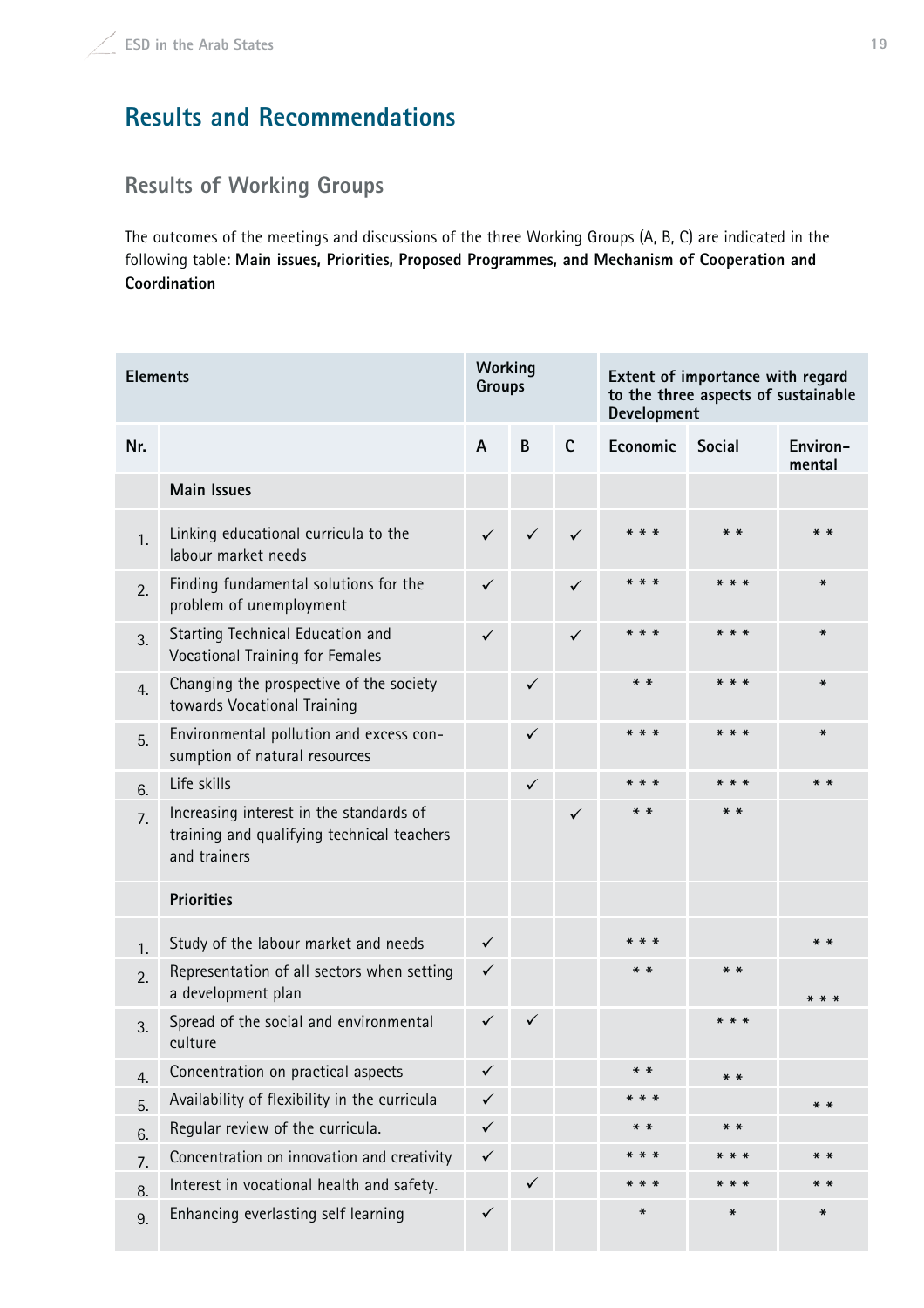## Results and Recommendations

### Results of Working Groups

The outcomes of the meetings and discussions of the three Working Groups (A, B, C) are indicated in the following table: **Main issues, Priorities, Proposed Programmes, and Mechanism of Cooperation and Coordination**

| Elements | | Working Groups | | | Extent of importance with regard to the three aspects of sustainable Development | | |
|---|---|---|---|---|---|---|---|
| Nr. | | A | B | C | Economic | Social | Environ-mental |
| | **Main Issues** | | | | | | |
| 1. | Linking educational curricula to the labour market needs | ✓ | ✓ | ✓ | * * * | * * | * * |
| 2. | Finding fundamental solutions for the problem of unemployment | ✓ | | ✓ | * * * | * * * | * |
| 3. | Starting Technical Education and Vocational Training for Females | ✓ | | ✓ | * * * | * * * | * |
| 4. | Changing the prospective of the society towards Vocational Training | | ✓ | | * * | * * * | * |
| 5. | Environmental pollution and excess consumption of natural resources | | ✓ | | * * * | * * * | * |
| 6. | Life skills | | ✓ | | * * * | * * * | * * |
| 7. | Increasing interest in the standards of training and qualifying technical teachers and trainers | | | ✓ | * * | * * | |
| | **Priorities** | | | | | | |
| 1. | Study of the labour market and needs | ✓ | | | * * * | | * * |
| 2. | Representation of all sectors when setting a development plan | ✓ | | | * * | * * | * * * |
| 3. | Spread of the social and environmental culture | ✓ | ✓ | | | * * * | |
| 4. | Concentration on practical aspects | ✓ | | | * * | * * | |
| 5. | Availability of flexibility in the curricula | ✓ | | | * * * | | * * |
| 6. | Regular review of the curricula. | ✓ | | | * * | * * | |
| 7. | Concentration on innovation and creativity | ✓ | | | * * * | * * * | * * |
| 8. | Interest in vocational health and safety. | | ✓ | | * * * | * * * | * * |
| 9. | Enhancing everlasting self learning | ✓ | | | * | * | * |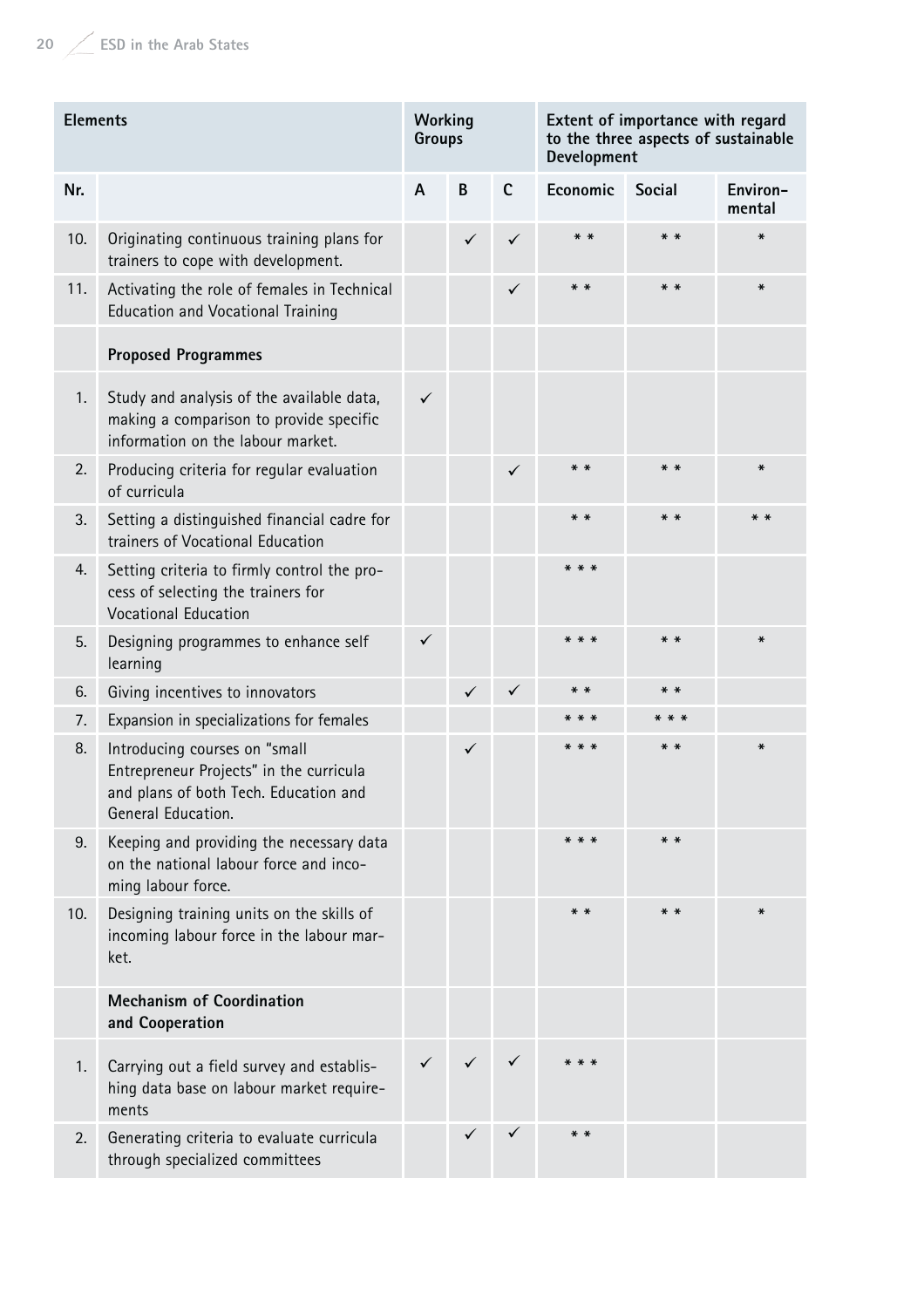| Elements | | Working Groups | | | Extent of importance with regard to the three aspects of sustainable Development | | |
|---|---|---|---|---|---|---|---|
| Nr. | | A | B | C | Economic | Social | Environ-mental |
| 10. | Originating continuous training plans for trainers to cope with development. | | ✓ | ✓ | * * | * * | * |
| 11. | Activating the role of females in Technical Education and Vocational Training | | | ✓ | * * | * * | * |
| | **Proposed Programmes** | | | | | | |
| 1. | Study and analysis of the available data, making a comparison to provide specific information on the labour market. | ✓ | | | | | |
| 2. | Producing criteria for regular evaluation of curricula | | | ✓ | * * | * * | * |
| 3. | Setting a distinguished financial cadre for trainers of Vocational Education | | | | * * | * * | * * |
| 4. | Setting criteria to firmly control the process of selecting the trainers for Vocational Education | | | | * * * | | |
| 5. | Designing programmes to enhance self learning | ✓ | | | * * * | * * | * |
| 6. | Giving incentives to innovators | | ✓ | ✓ | * * | * * | |
| 7. | Expansion in specializations for females | | | | * * * | * * * | |
| 8. | Introducing courses on "small Entrepreneur Projects" in the curricula and plans of both Tech. Education and General Education. | | ✓ | | * * * | * * | * |
| 9. | Keeping and providing the necessary data on the national labour force and incoming labour force. | | | | * * * | * * | |
| 10. | Designing training units on the skills of incoming labour force in the labour market. | | | | * * | * * | * |
| | **Mechanism of Coordination and Cooperation** | | | | | | |
| 1. | Carrying out a field survey and establishing data base on labour market requirements | ✓ | ✓ | ✓ | * * * | | |
| 2. | Generating criteria to evaluate curricula through specialized committees | | ✓ | ✓ | * * | | |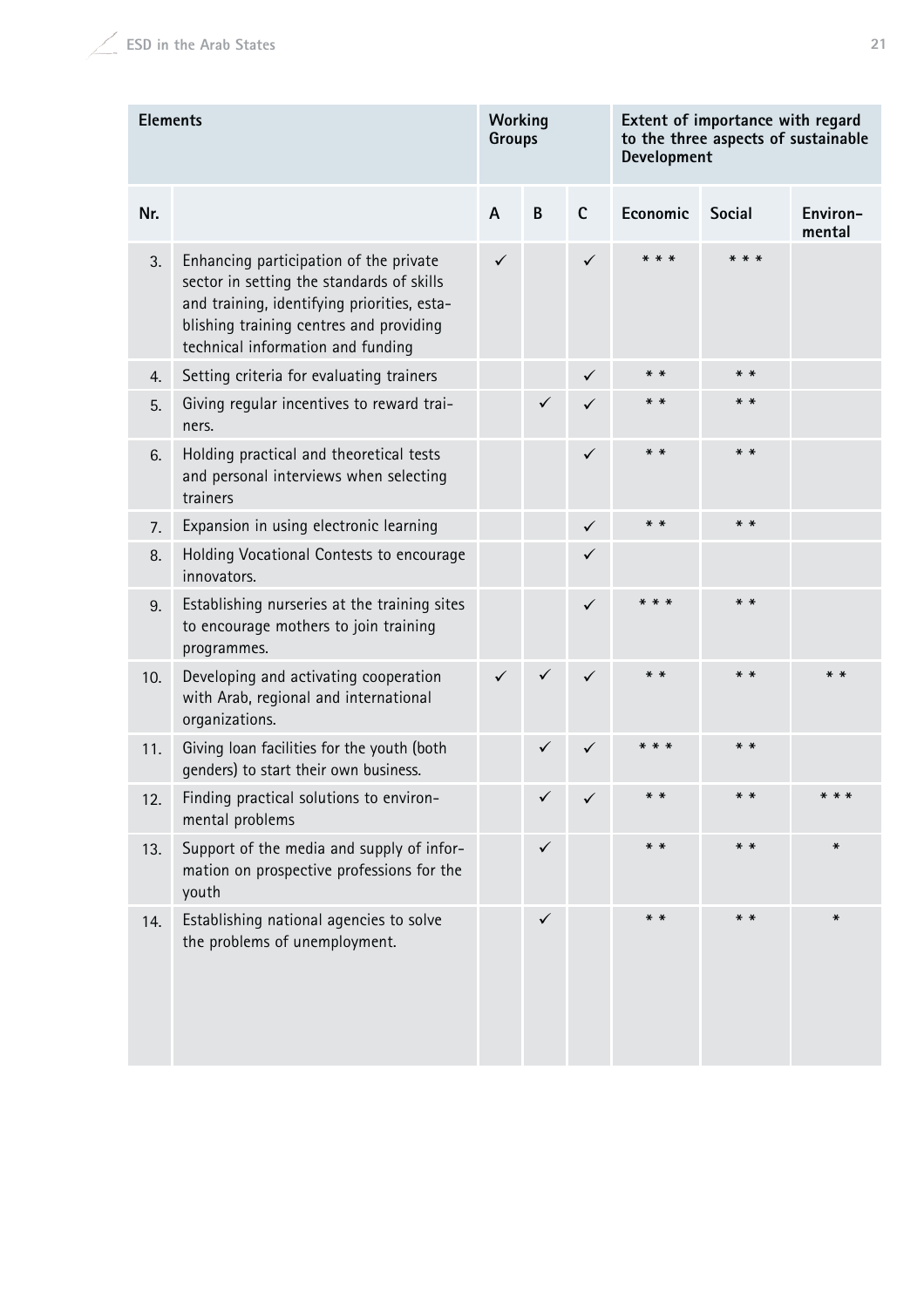| Elements | | Working Groups | | | Extent of importance with regard to the three aspects of sustainable Development | | |
|---|---|---|---|---|---|---|---|
| Nr. | | A | B | C | Economic | Social | Environ-mental |
| 3. | Enhancing participation of the private sector in setting the standards of skills and training, identifying priorities, establishing training centres and providing technical information and funding | ✓ | | ✓ | * * * | * * * | |
| 4. | Setting criteria for evaluating trainers | | | ✓ | * * | * * | |
| 5. | Giving regular incentives to reward trainers. | | ✓ | ✓ | * * | * * | |
| 6. | Holding practical and theoretical tests and personal interviews when selecting trainers | | | ✓ | * * | * * | |
| 7. | Expansion in using electronic learning | | | ✓ | * * | * * | |
| 8. | Holding Vocational Contests to encourage innovators. | | | ✓ | | | |
| 9. | Establishing nurseries at the training sites to encourage mothers to join training programmes. | | | ✓ | * * * | * * | |
| 10. | Developing and activating cooperation with Arab, regional and international organizations. | ✓ | ✓ | ✓ | * * | * * | * * |
| 11. | Giving loan facilities for the youth (both genders) to start their own business. | | ✓ | ✓ | * * * | * * | |
| 12. | Finding practical solutions to environmental problems | | ✓ | ✓ | * * | * * | * * * |
| 13. | Support of the media and supply of information on prospective professions for the youth | | ✓ | | * * | * * | * |
| 14. | Establishing national agencies to solve the problems of unemployment. | | ✓ | | * * | * * | * |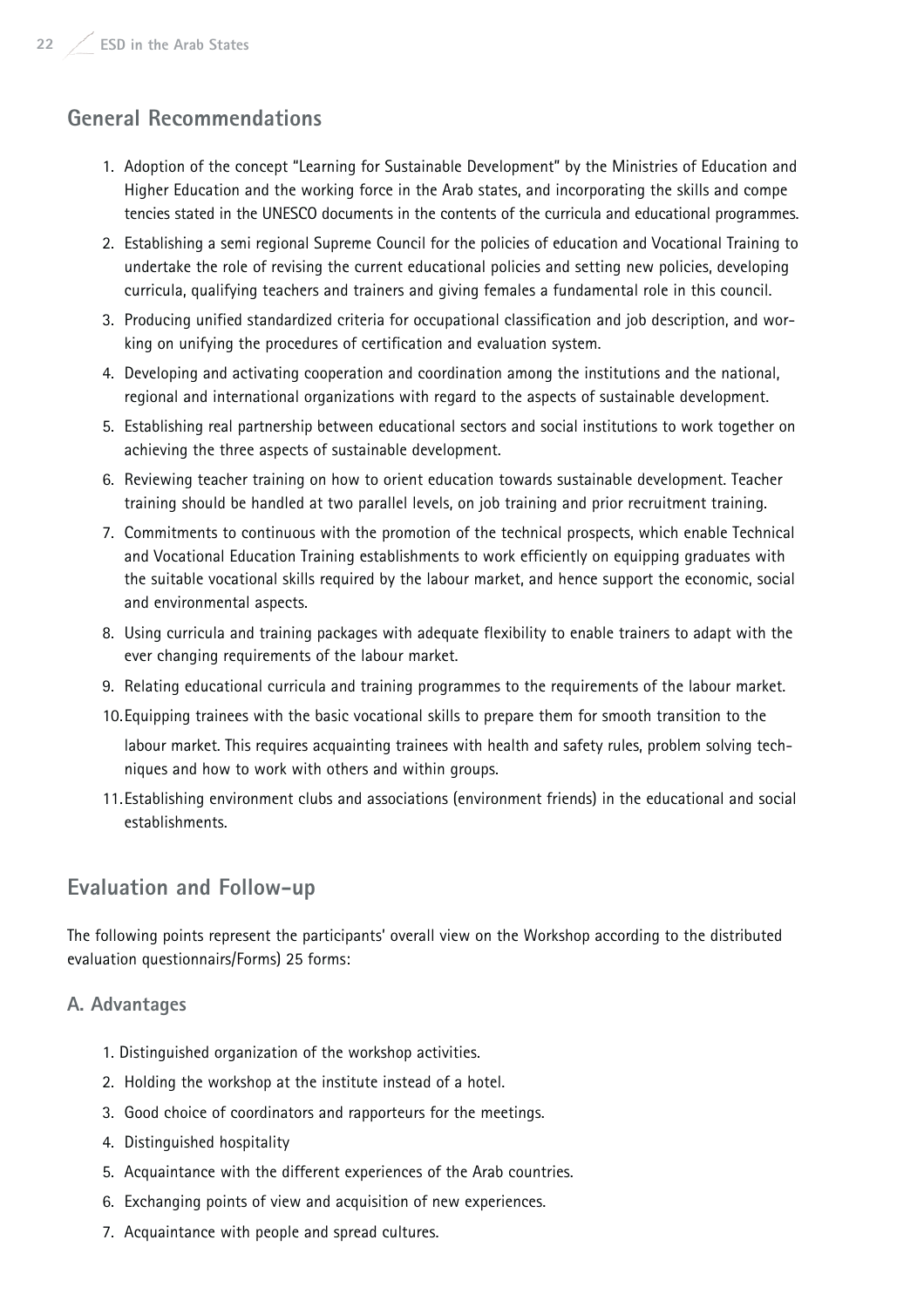## General Recommendations

1. Adoption of the concept "Learning for Sustainable Development" by the Ministries of Education and Higher Education and the working force in the Arab states, and incorporating the skills and competencies stated in the UNESCO documents in the contents of the curricula and educational programmes.
2. Establishing a semi regional Supreme Council for the policies of education and Vocational Training to undertake the role of revising the current educational policies and setting new policies, developing curricula, qualifying teachers and trainers and giving females a fundamental role in this council.
3. Producing unified standardized criteria for occupational classification and job description, and working on unifying the procedures of certification and evaluation system.
4. Developing and activating cooperation and coordination among the institutions and the national, regional and international organizations with regard to the aspects of sustainable development.
5. Establishing real partnership between educational sectors and social institutions to work together on achieving the three aspects of sustainable development.
6. Reviewing teacher training on how to orient education towards sustainable development. Teacher training should be handled at two parallel levels, on job training and prior recruitment training.
7. Commitments to continuous with the promotion of the technical prospects, which enable Technical and Vocational Education Training establishments to work efficiently on equipping graduates with the suitable vocational skills required by the labour market, and hence support the economic, social and environmental aspects.
8. Using curricula and training packages with adequate flexibility to enable trainers to adapt with the ever changing requirements of the labour market.
9. Relating educational curricula and training programmes to the requirements of the labour market.
10. Equipping trainees with the basic vocational skills to prepare them for smooth transition to the labour market. This requires acquainting trainees with health and safety rules, problem solving techniques and how to work with others and within groups.
11. Establishing environment clubs and associations (environment friends) in the educational and social establishments.

## Evaluation and Follow-up

The following points represent the participants' overall view on the Workshop according to the distributed evaluation questionnairs/Forms) 25 forms:

### A. Advantages

1. Distinguished organization of the workshop activities.
2. Holding the workshop at the institute instead of a hotel.
3. Good choice of coordinators and rapporteurs for the meetings.
4. Distinguished hospitality
5. Acquaintance with the different experiences of the Arab countries.
6. Exchanging points of view and acquisition of new experiences.
7. Acquaintance with people and spread cultures.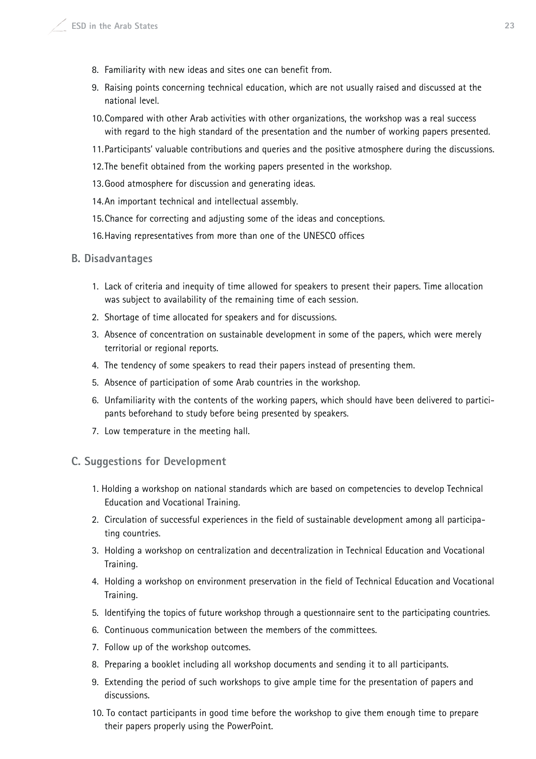8. Familiarity with new ideas and sites one can benefit from.
9. Raising points concerning technical education, which are not usually raised and discussed at the national level.
10. Compared with other Arab activities with other organizations, the workshop was a real success with regard to the high standard of the presentation and the number of working papers presented.
11. Participants' valuable contributions and queries and the positive atmosphere during the discussions.
12. The benefit obtained from the working papers presented in the workshop.
13. Good atmosphere for discussion and generating ideas.
14. An important technical and intellectual assembly.
15. Chance for correcting and adjusting some of the ideas and conceptions.
16. Having representatives from more than one of the UNESCO offices

## B. Disadvantages

1. Lack of criteria and inequity of time allowed for speakers to present their papers. Time allocation was subject to availability of the remaining time of each session.
2. Shortage of time allocated for speakers and for discussions.
3. Absence of concentration on sustainable development in some of the papers, which were merely territorial or regional reports.
4. The tendency of some speakers to read their papers instead of presenting them.
5. Absence of participation of some Arab countries in the workshop.
6. Unfamiliarity with the contents of the working papers, which should have been delivered to participants beforehand to study before being presented by speakers.
7. Low temperature in the meeting hall.

## C. Suggestions for Development

1. Holding a workshop on national standards which are based on competencies to develop Technical Education and Vocational Training.
2. Circulation of successful experiences in the field of sustainable development among all participating countries.
3. Holding a workshop on centralization and decentralization in Technical Education and Vocational Training.
4. Holding a workshop on environment preservation in the field of Technical Education and Vocational Training.
5. Identifying the topics of future workshop through a questionnaire sent to the participating countries.
6. Continuous communication between the members of the committees.
7. Follow up of the workshop outcomes.
8. Preparing a booklet including all workshop documents and sending it to all participants.
9. Extending the period of such workshops to give ample time for the presentation of papers and discussions.
10. To contact participants in good time before the workshop to give them enough time to prepare their papers properly using the PowerPoint.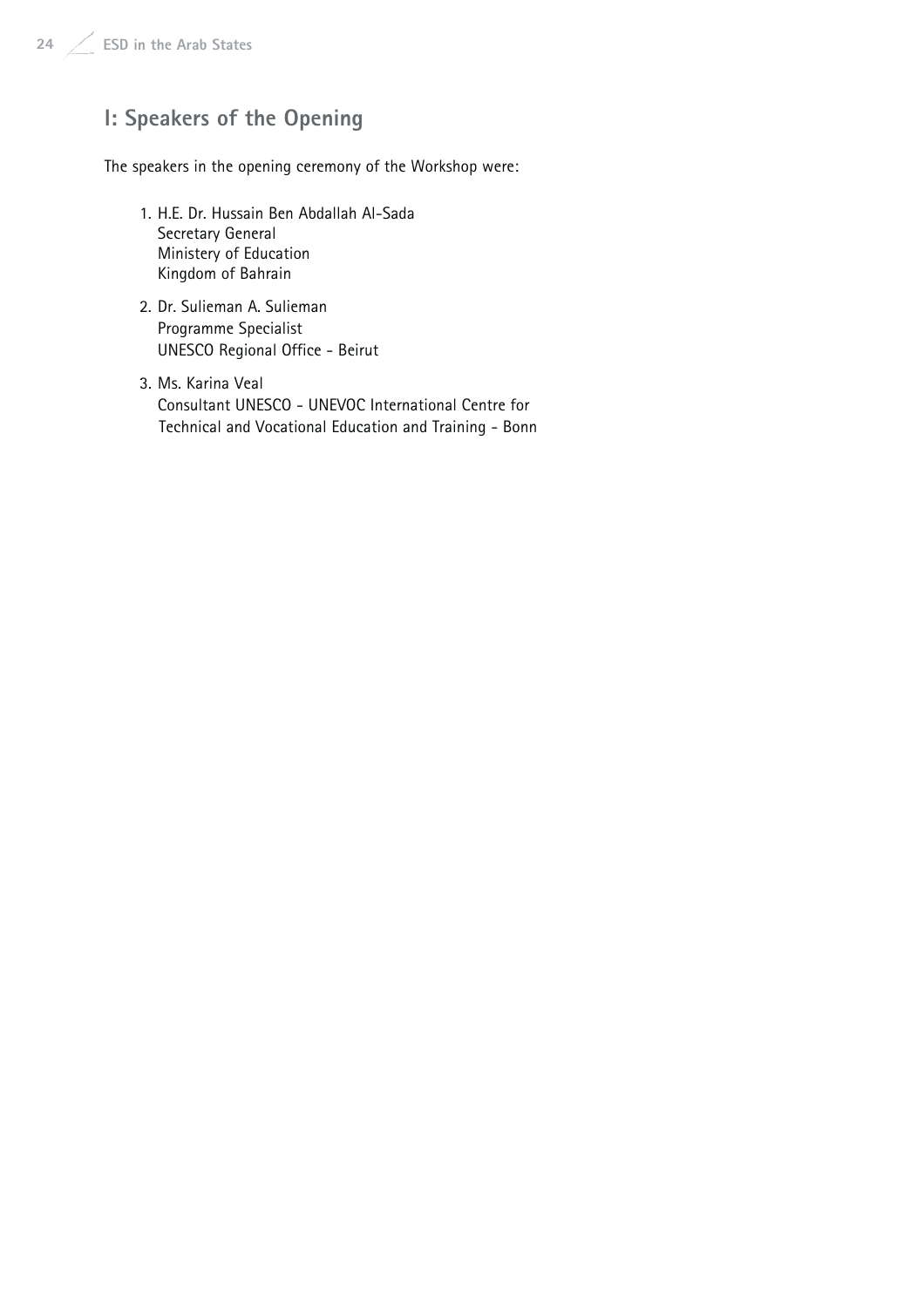## I: Speakers of the Opening

The speakers in the opening ceremony of the Workshop were:

1. H.E. Dr. Hussain Ben Abdallah Al-Sada  
   Secretary General  
   Ministery of Education  
   Kingdom of Bahrain

2. Dr. Sulieman A. Sulieman  
   Programme Specialist  
   UNESCO Regional Office - Beirut

3. Ms. Karina Veal  
   Consultant UNESCO - UNEVOC International Centre for Technical and Vocational Education and Training - Bonn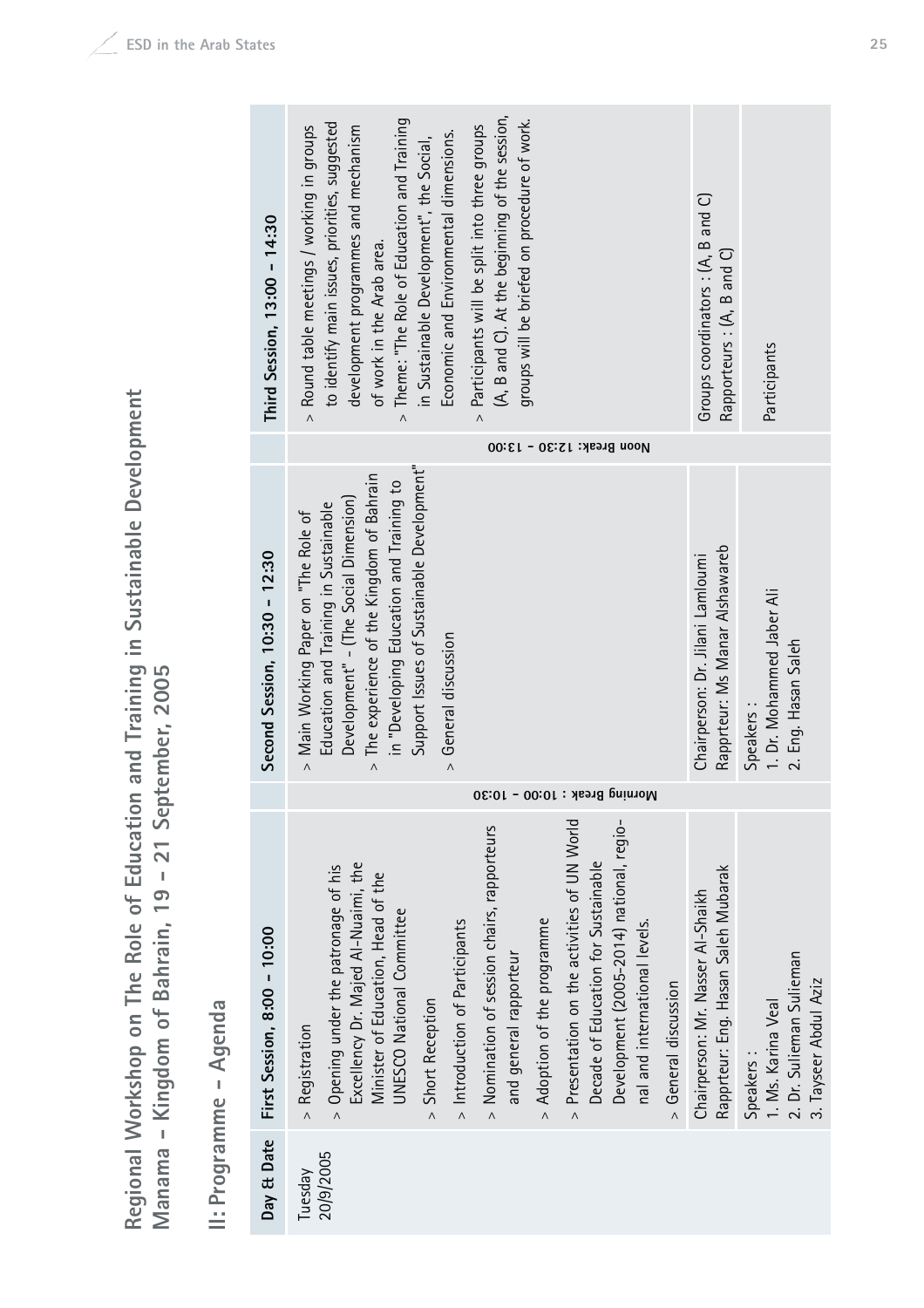# Regional Workshop on The Role of Education and Training in Sustainable Development
# Manama – Kingdom of Bahrain, 19 – 21 September, 2005

## II: Programme – Agenda

| Day & Date | First Session, 8:00 – 10:00 | | Second Session, 10:30 – 12:30 | | Third Session, 13:00 – 14:30 |
|---|---|---|---|---|---|
| Tuesday 20/9/2005 | > Registration<br>> Opening under the patronage of his Excellency Dr. Majed Al-Nuaimi, the Minister of Education, Head of the UNESCO National Committee<br>> Short Reception<br>> Introduction of Participants<br>> Nomination of session chairs, rapporteurs and general rapporteur<br>> Adoption of the programme<br>> Presentation on the activities of UN World Decade of Education for Sustainable Development (2005-2014) national, regional and international levels.<br>> General discussion | Morning Break : 10:00 - 10:30 | > Main Working Paper on "The Role of Education and Training in Sustainable Development" - (The Social Dimension)<br>> The experience of the Kingdom of Bahrain in "Developing Education and Training to Support Issues of Sustainable Development"<br>> General discussion | Noon Break: 12:30 - 13:00 | > Round table meetings / working in groups to identify main issues, priorities, suggested development programmes and mechanism of work in the Arab area.<br>> Theme: "The Role of Education and Training in Sustainable Development", the Social, Economic and Environmental dimensions.<br>> Participants will be split into three groups (A, B and C). At the beginning of the session, groups will be briefed on procedure of work. |
| | Chairperson: Mr. Nasser Al-Shaikh<br>Rapprteur: Eng. Hasan Saleh Mubarak | | Chairperson: Dr. Jilani Lamloumi<br>Rapprteur: Ms Manar Alshawareb | | Groups coordinators : (A, B and C)<br>Rapporteurs : (A, B and C) |
| | Speakers :<br>1. Ms. Karina Veal<br>2. Dr. Sulieman Sulieman<br>3. Tayseer Abdul Aziz | | Speakers :<br>1. Dr. Mohammed Jaber Ali<br>2. Eng. Hasan Saleh | | Participants |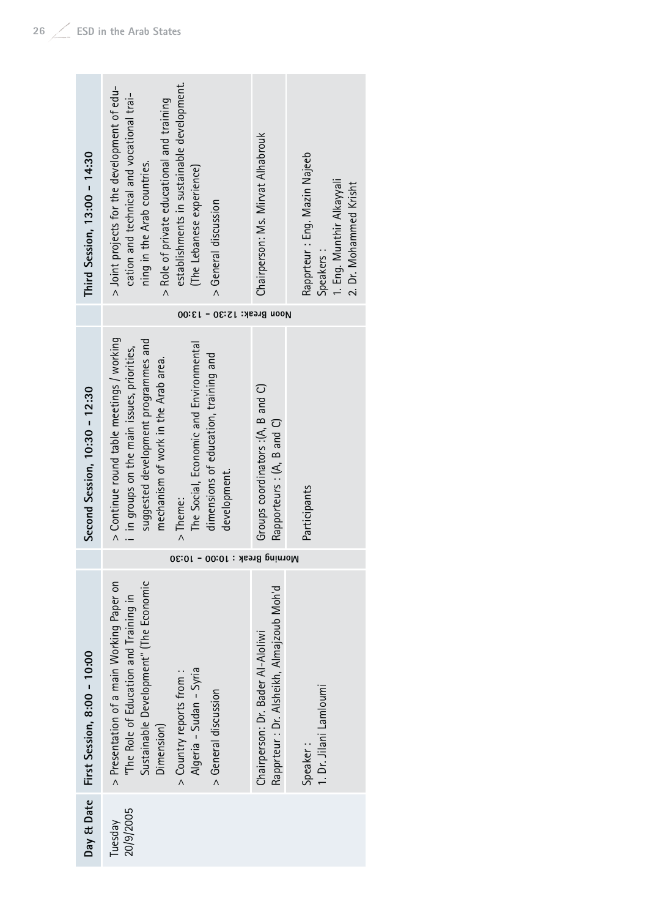| Day & Date | First Session, 8:00 – 10:00 | | Second Session, 10:30 – 12:30 | | Third Session, 13:00 – 14:30 |
|---|---|---|---|---|---|
| Tuesday 20/9/2005 | > Presentation of a main Working Paper on "The Role of Education and Training in Sustainable Development" (The Economic Dimension)<br>> Country reports from : Algeria - Sudan - Syria<br>> General discussion | Morning Break : 10:00 – 10:30 | > Continue round table meetings / working i in groups on the main issues, priorities, suggested development programmes and mechanism of work in the Arab area.<br>> Theme: The Social, Economic and Environmental dimensions of education, training and development. | Noon Break: 12:30 – 13:00 | > Joint projects for the development of education and technical and vocational training in the Arab countries.<br>> Role of private educational and training establishments in sustainable development. (The Lebanese experience)<br>> General discussion |
| | Chairperson: Dr. Bader Al-Aloliwi<br>Rapprteur : Dr. Alsheikh, Almajzoub Moh'd | | Groups coordinators :(A, B and C)<br>Rapporteurs : (A, B and C) | | Chairperson: Ms. Mirvat Alhabrouk |
| | Speaker :<br>1. Dr. Jilani Lamloumi | | Participants | | Rapprteur : Eng. Mazin Najeeb<br>Speakers :<br>1. Eng. Munthir Alkayyali<br>2. Dr. Mohammed Krisht |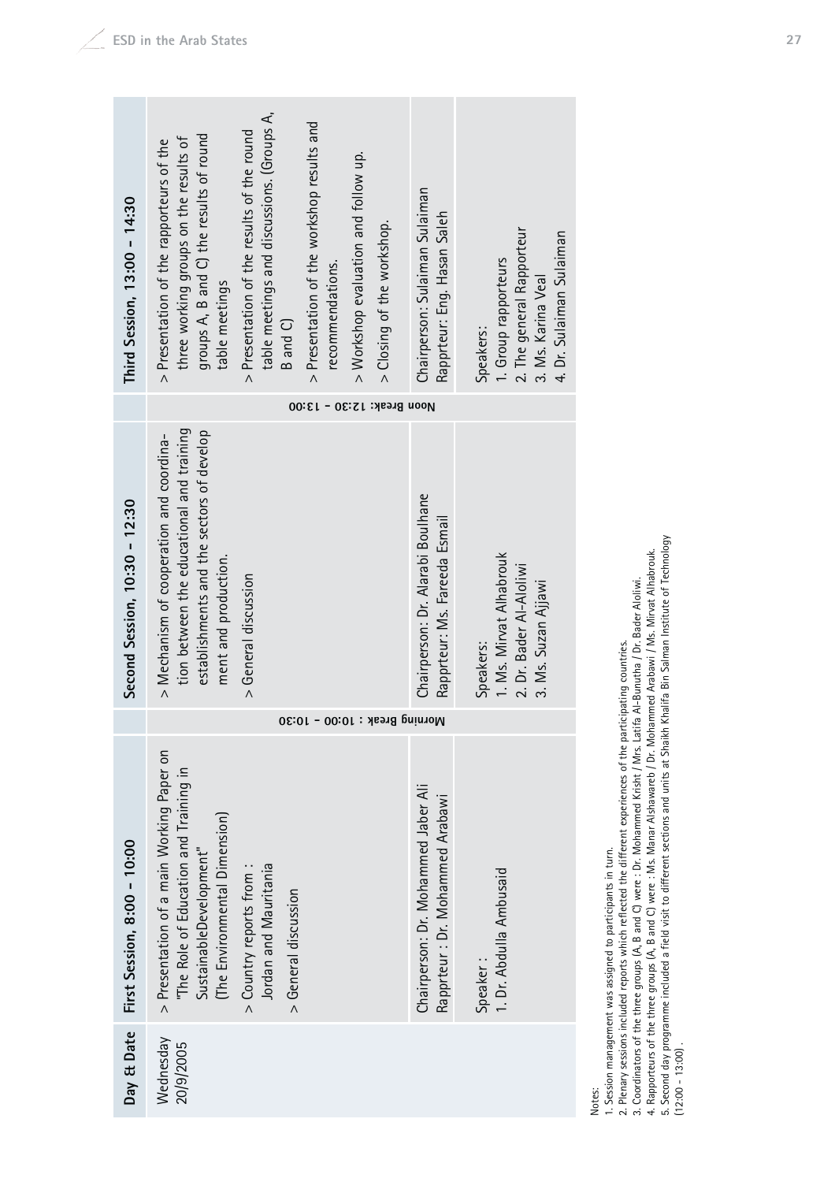| Day & Date | First Session, 8:00 – 10:00 | | Second Session, 10:30 – 12:30 | | Third Session, 13:00 – 14:30 |
|---|---|---|---|---|---|
| Wednesday 20/9/2005 | > Presentation of a main Working Paper on "The Role of Education and Training in SustainableDevelopment" (The Environmental Dimension)<br>> Country reports from : Jordan and Mauritania<br>> General discussion | Morning Break : 10:00 - 10:30 | > Mechanism of cooperation and coordination between the educational and training establishments and the sectors of develop ment and production.<br>> General discussion | Noon Break: 12:30 - 13:00 | > Presentation of the rapporteurs of the three working groups on the results of groups A, B and C) the results of round table meetings<br>> Presentation of the results of the round table meetings and discussions. (Groups A, B and C)<br>> Presentation of the workshop results and recommendations.<br>> Workshop evaluation and follow up.<br>> Closing of the workshop. |
| | Chairperson: Dr. Mohammed Jaber Ali<br>Rapprteur : Dr. Mohammed Arabawi | | Chairperson: Dr. Alarabi Boulhane<br>Rapprteur: Ms. Fareeda Esmail | | Chairperson: Sulaiman Sulaiman<br>Rapprteur: Eng. Hasan Saleh |
| | Speaker :<br>1. Dr. Abdulla Ambusaid | | Speakers:<br>1. Ms. Mirvat Alhabrouk<br>2. Dr. Bader Al-Aloliwi<br>3. Ms. Suzan Ajjawi | | Speakers:<br>1. Group rapporteurs<br>2. The general Rapporteur<br>3. Ms. Karina Veal<br>4. Dr. Sulaiman Sulaiman |

Notes:
1. Session management was assigned to participants in turn.
2. Plenary sessions included reports which reflected the different experiences of the participating countries.
3. Coordinators of the three groups (A, B and C) were : Dr. Mohammed Krisht / Mrs. Latifa Al-Bunutha / Dr. Bader Aloliwi.
4. Rapporteurs of the three groups (A, B and C) were : Ms. Manar Alshawareb / Dr. Mohammed Arabawi / Ms. Mirvat Alhabrouk.
5. Second day programme included a field visit to different sections and units at Shaikh Khalifa Bin Salman Institute of Technology (12:00 - 13:00) .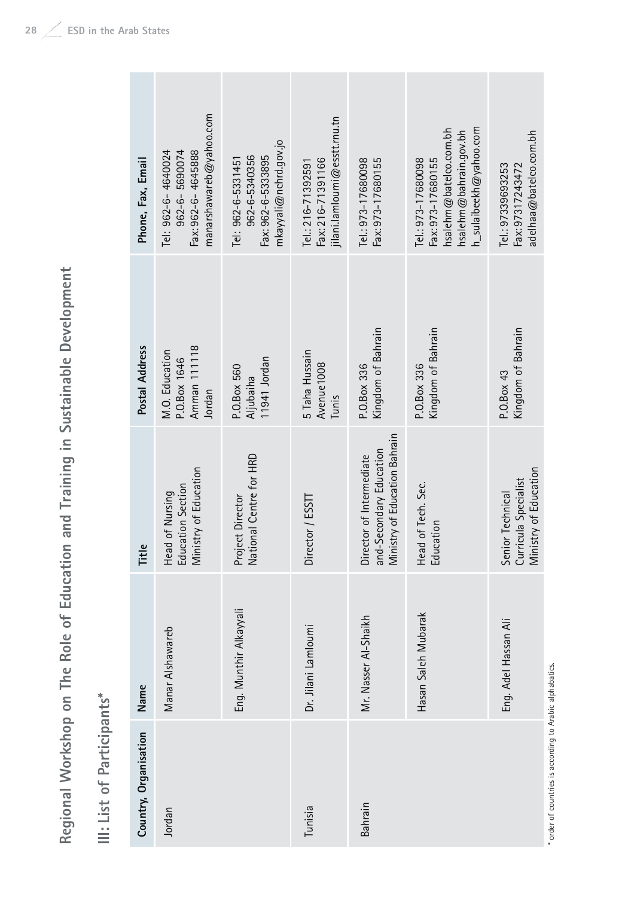# Regional Workshop on The Role of Education and Training in Sustainable Development

## III: List of Participants*

| Country, Organisation | Name | Title | Postal Address | Phone, Fax, Email |
|---|---|---|---|---|
| Jordan | Manar Alshawareb | Head of Nursing Education Section Ministry of Education | M.O. Education P.O.Box 1646 Amman 111118 Jordan | Tel: 962-6- 4640024 962-6- 5690074 Fax:962-6- 4645888 manarshawareb@yahoo.com |
| | Eng. Munthir Alkayyali | Project Director National Centre for HRD | P.O.Box 560 Aljubaiha 11941 Jordan | Tel: 962-6-5331451 962-6-5340356 Fax: 962-6-5333895 mkayyali@nchrd.gov.jo |
| Tunisia | Dr. Jilani Lamloumi | Director / ESSTT | 5 Taha Hussain Avenue1008 Tunis | Tel.: 216-71392591 Fax: 216-71391166 jilani.lamloumi@esstt.rnu.tn |
| Bahrain | Mr. Nasser Al-Shaikh | Director of Intermediate and-Secondary Education Ministry of Education Bahrain | P.O.Box 336 Kingdom of Bahrain | Tel.: 973-17680098 Fax: 973-17680155 |
| | Hasan Saleh Mubarak | Head of Tech. Sec. Education | P.O.Box 336 Kingdom of Bahrain | Tel.: 973-17680098 Fax: 973-17680155 hsalehm@batelco.com.bh hsalehm@bahrain.gov.bh h_sulaibeekh@yahoo.com |
| | Eng. Adel Hassan Ali | Senior Technical Curricula Specialist Ministry of Education | P.O.Box 43 Kingdom of Bahrain | Tel.: 97339693253 Fax: 97317243472 adelhaa@batelco.com.bh |

* order of countries is according to Arabic alphabatics.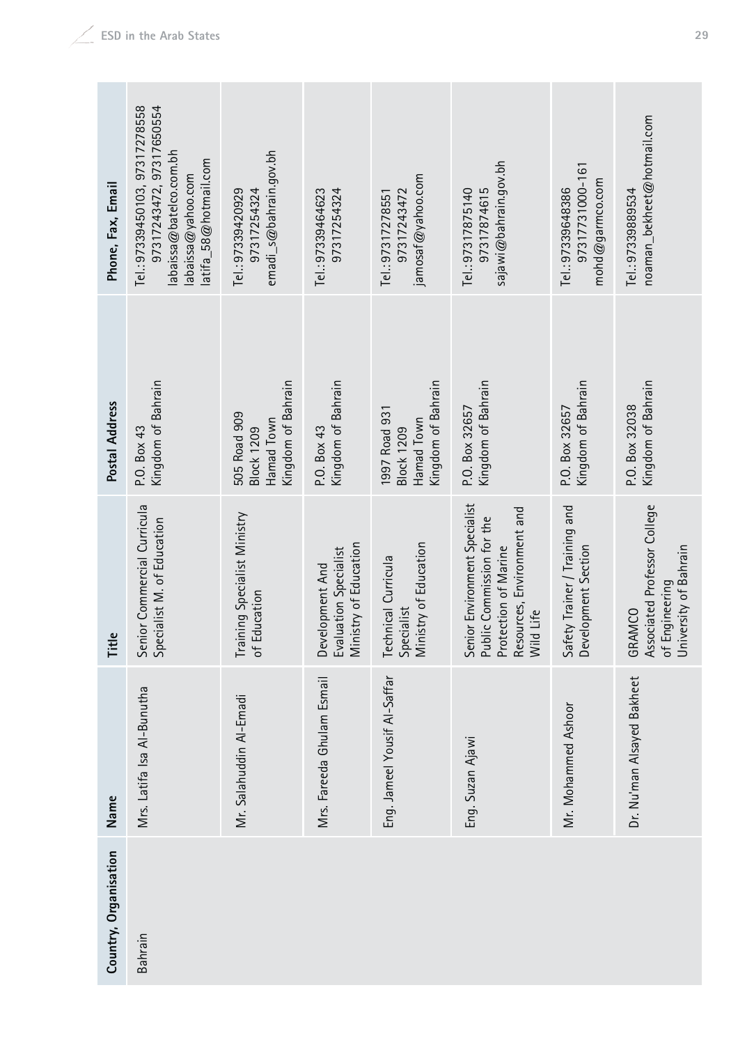| Country, Organisation | Name | Title | Postal Address | Phone, Fax, Email |
|---|---|---|---|---|
| Bahrain | Mrs. Latifa Isa Al-Bunutha | Senior Commercial Curricula Specialist M. of Education | P.O. Box 43<br>Kingdom of Bahrain | Tel.:97339450103, 97317278558<br>97317243472, 97317650554<br>labaissa@batelco.com.bh<br>labaissa@yahoo.com<br>latifa_58@hotmail.com |
| | Mr. Salahuddin Al-Emadi | Training Specialist Ministry of Education | 505 Road 909<br>Block 1209<br>Hamad Town<br>Kingdom of Bahrain | Tel.:97339420929<br>97317254324<br>emadi_s@bahrain.gov.bh |
| | Mrs. Fareeda Ghulam Esmail | Development And Evaluation Specialist Ministry of Education | P.O. Box 43<br>Kingdom of Bahrain | Tel.:97339464623<br>97317254324 |
| | Eng. Jameel Yousif Al-Saffar | Technical Curricula Specialist Ministry of Education | 1997 Road 931<br>Block 1209<br>Hamad Town<br>Kingdom of Bahrain | Tel.:97317278551<br>97317243472<br>jamosaf@yahoo.com |
| | Eng. Suzan Ajawi | Senior Environment Specialist Public Commission for the Protection of Marine Resources, Environment and Wild Life | P.O. Box 32657<br>Kingdom of Bahrain | Tel.:97317875140<br>97317874615<br>sajawi@bahrain.gov.bh |
| | Mr. Mohammed Ashoor | Safety Trainer / Training and Development Section | P.O. Box 32657<br>Kingdom of Bahrain | Tel.:97339648386<br>97317731000-161<br>mohd@garmco.com |
| | Dr. Nu'man Alsayed Bakheet | GRAMCO<br>Associated Professor College of Engineering<br>University of Bahrain | P.O. Box 32038<br>Kingdom of Bahrain | Tel.:97339889534<br>noaman_bekheet@hotmail.com |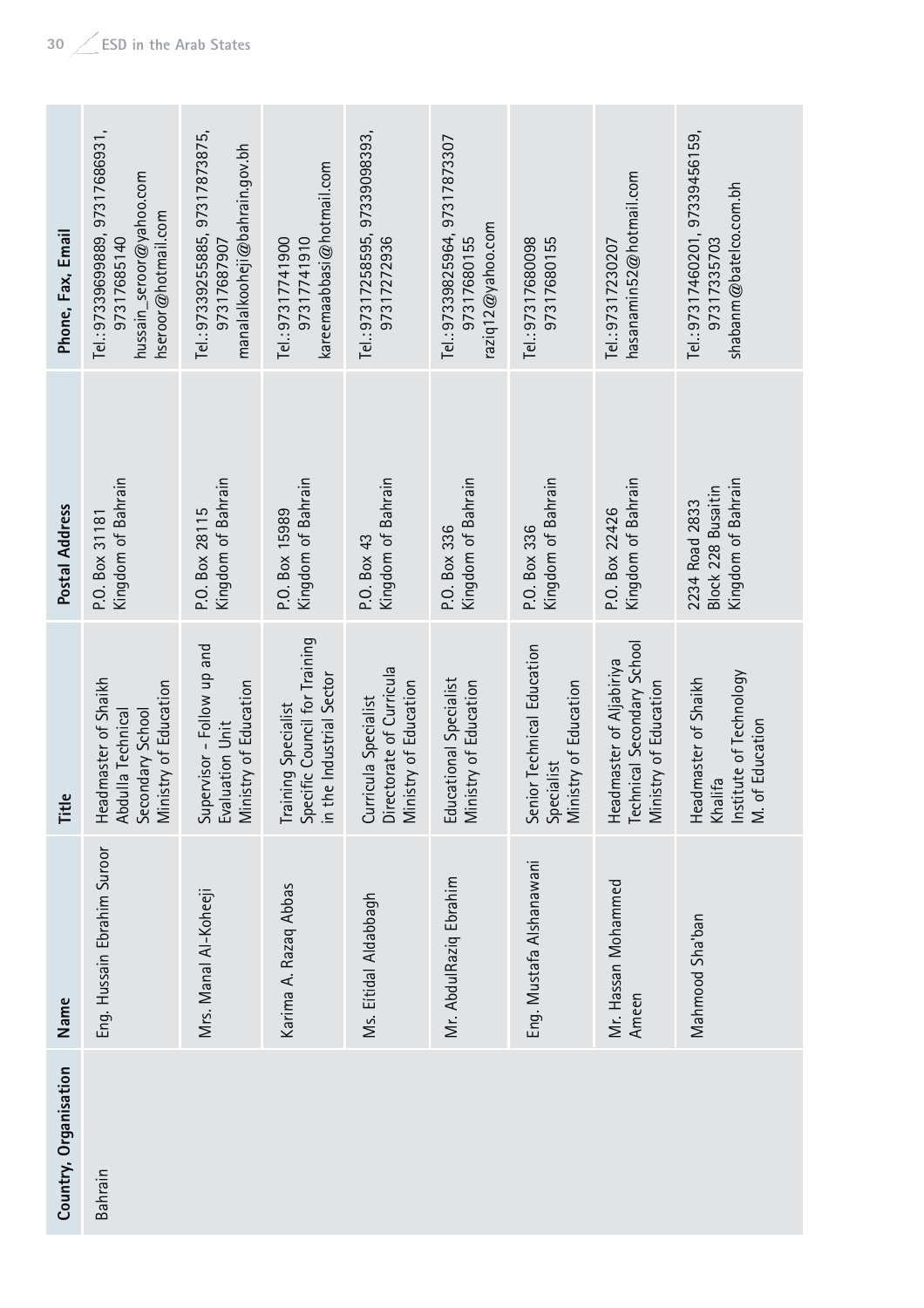| Country, Organisation | Name | Title | Postal Address | Phone, Fax, Email |
|---|---|---|---|---|
| Bahrain | Eng. Hussain Ebrahim Suroor | Headmaster of Shaikh Abdulla Technical Secondary School Ministry of Education | P.O. Box 31181 Kingdom of Bahrain | Tel.: 97339699889, 97317686931, 97317685140 hussain_seroor@yahoo.com hseroor@hotmail.com |
| | Mrs. Manal Al-Koheeji | Supervisor - Follow up and Evaluation Unit Ministry of Education | P.O. Box 28115 Kingdom of Bahrain | Tel.: 97339255885, 97317873875, 97317687907 manalalkoheeji@bahrain.gov.bh |
| | Karima A. Razaq Abbas | Training Specialist Specific Council for Training in the Industrial Sector | P.O. Box 15989 Kingdom of Bahrain | Tel.: 97317741900 97317741910 kareemaabbasi@hotmail.com |
| | Ms. Eftidal Aldabbagh | Curricula Specialist Directorate of Curricula Ministry of Education | P.O. Box 43 Kingdom of Bahrain | Tel.: 97317258595, 97339098393, 97317272936 |
| | Mr. AbdulRaziq Ebrahim | Educational Specialist Ministry of Education | P.O. Box 336 Kingdom of Bahrain | Tel.: 97339825964, 97317873307 97317680155 raziq12@yahoo.com |
| | Eng. Mustafa Alshanawani | Senior Technical Education Specialist Ministry of Education | P.O. Box 336 Kingdom of Bahrain | Tel.: 97317680098 97317680155 |
| | Mr. Hassan Mohammed Ameen | Headmaster of Aljabiriya Technical Secondary School Ministry of Education | P.O. Box 22426 Kingdom of Bahrain | Tel.: 97317230207 hasanamin52@hotmail.com |
| | Mahmood Sha'ban | Headmaster of Shaikh Khalifa Institute of Technology M. of Education | 2234 Road 2833 Block 228 Busaitin Kingdom of Bahrain | Tel.: 97317460201, 97339456159, 97317335703 shabanm@batelco.com.bh |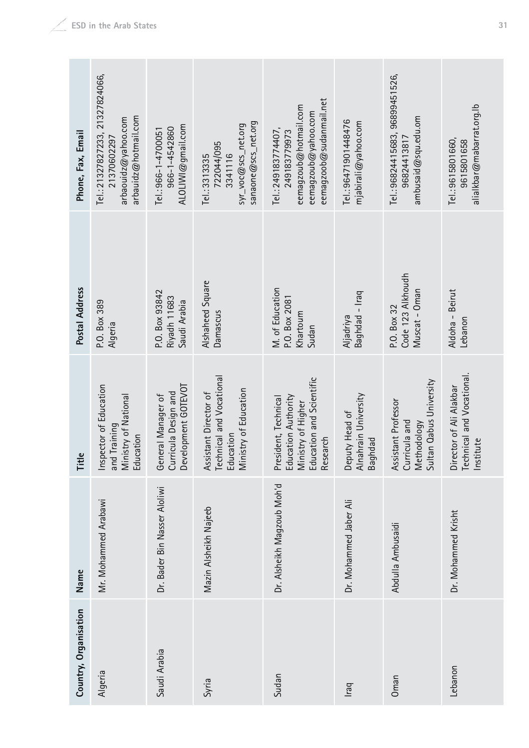| Country, Organisation | Name | Title | Postal Address | Phone, Fax, Email |
|---|---|---|---|---|
| Algeria | Mr. Mohammed Arabawi | Inspector of Education and Training Ministry of National Education | P.O. Box 389 Algeria | Tel.:21327827233, 21327824066, 213706022970 arbaouidz@yahoo.com arbauidz@hotmail.com |
| Saudi Arabia | Dr. Bader Bin Nasser Aloliwi | General Manager of Curricula Design and Development GOTEVOT | P.O. Box 93842 Riyadh 11683 Saudi Arabia | Tel.:966-1-4700051 966-1-4542860 ALOLIWI@gmail.com |
| Syria | Mazin Alsheikh Najeeb | Assistant Director of Technical and Vocational Education Ministry of Education | Alshaheed Square Damascus | Tel.:3313335 722044/095 3341116 syr_voc@scs_net.org sanaone@scs_net.org |
| Sudan | Dr. Alsheikh Magzoub Moh'd | President, Technical Education Authority Ministry of Higher Education and Scientific Research | M. of Education P.O. Box 2081 Khartoum Sudan | Tel.:249183774407, 249183779973 eemagzoub@hotmail.com eemagzoub@yahoo.com eemagzoob@sudanmail.net |
| Iraq | Dr. Mohammed Jaber Ali | Deputy Head of Alnahrain University Baghdad | Aljadriya Baghdad - Iraq | Tel.:9647901448476 mjabirali@yahoo.com |
| Oman | Abdulla Ambusaidi | Assistant Professor Curricula and Methodology Sultan Qabus University | P.O. Box 32 Code 123 Alkhoudh Muscat - Oman | Tel.:96824415683, 96899451526, 96824413817 ambusaid@squ.edu.om |
| Lebanon | Dr. Mohammed Krisht | Director of Ali Alakbar Technical and Vocational. Institute | Aldoha - Beirut Lebanon | Tel.:9615801660, 9615801658 alialkbar@mabarrat.org.lb |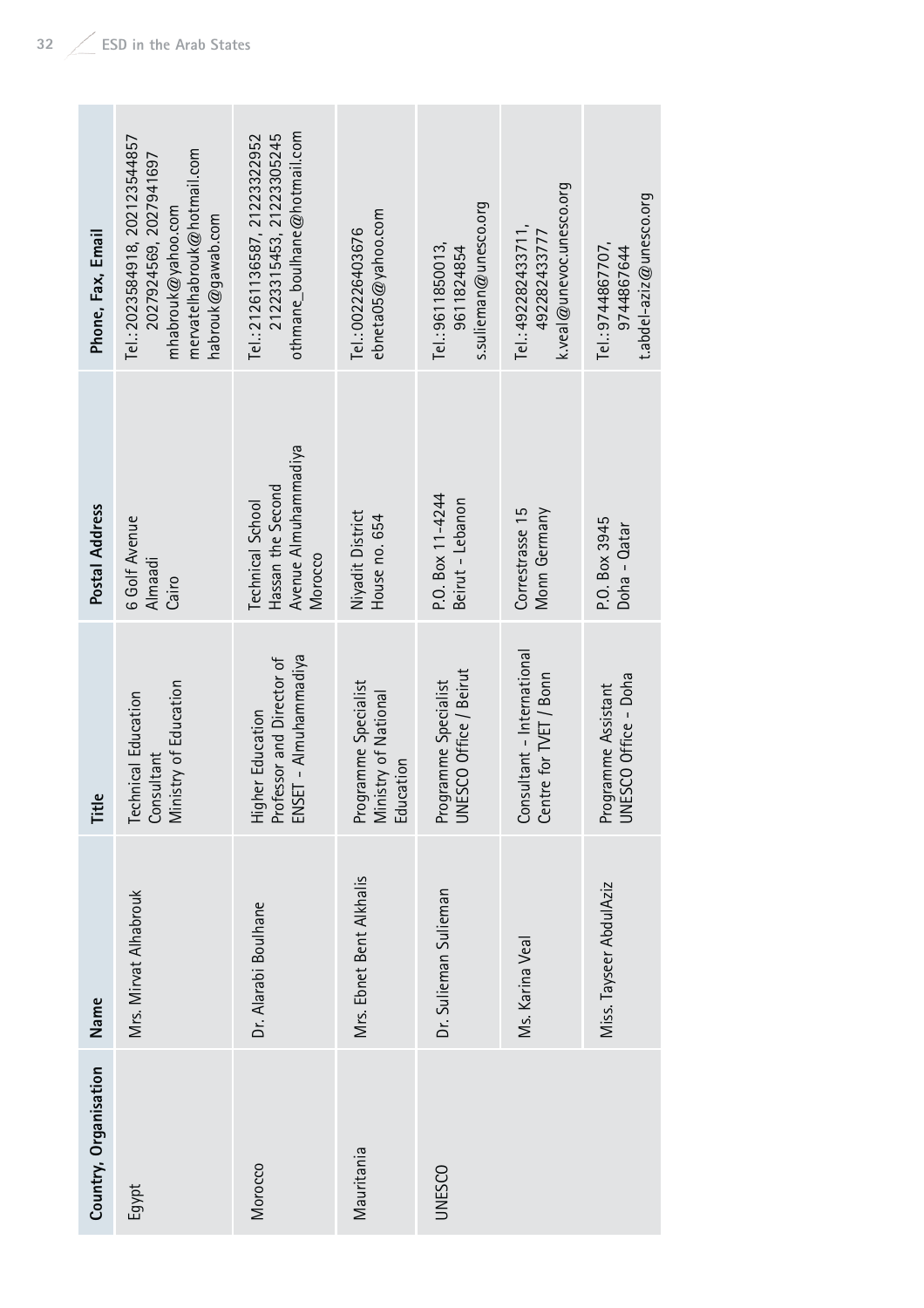| Country, Organisation | Name | Title | Postal Address | Phone, Fax, Email |
|---|---|---|---|---|
| Egypt | Mrs. Mirvat Alhabrouk | Technical Education Consultant Ministry of Education | 6 Golf Avenue Almaadi Cairo | Tel.:2023584918, 20212354485 2027924569, 2027941697 mhabrouk@yahoo.com mervatelhabrouk@hotmail.com habrouk@gawab.com |
| Morocco | Dr. Alarabi Boulhane | Higher Education Professor and Director of ENSET – Almuhammadiya | Technical School Hassan the Second Avenue Almuhammadiya Morocco | Tel.:21261136587, 21223322952 21223315453, 21223305245 othmane_boulhane@hotmail.com |
| Mauritania | Mrs. Ebnet Bent Alkhalis | Programme Specialist Ministry of National Education | Niyadit District House no. 654 | Tel.:002226403676 ebneta05@yahoo.com |
| UNESCO | Dr. Sulieman Sulieman | Programme Specialist UNESCO Office / Beirut | P.O. Box 11-4244 Beirut – Lebanon | Tel.:9611850013, 9611824854 s.sulieman@unesco.org |
| | Ms. Karina Veal | Consultant – International Centre for TVET / Bonn | Correstrasse 15 Monn Germany | Tel.:492282433711, 492282433777 k.veal@unevoc.unesco.org |
| | Miss. Tayseer AbdulAziz | Programme Assistant UNESCO Office – Doha | P.O. Box 3945 Doha – Qatar | Tel.:9744867707, 9744867644 t.abdel-aziz@unesco.org |